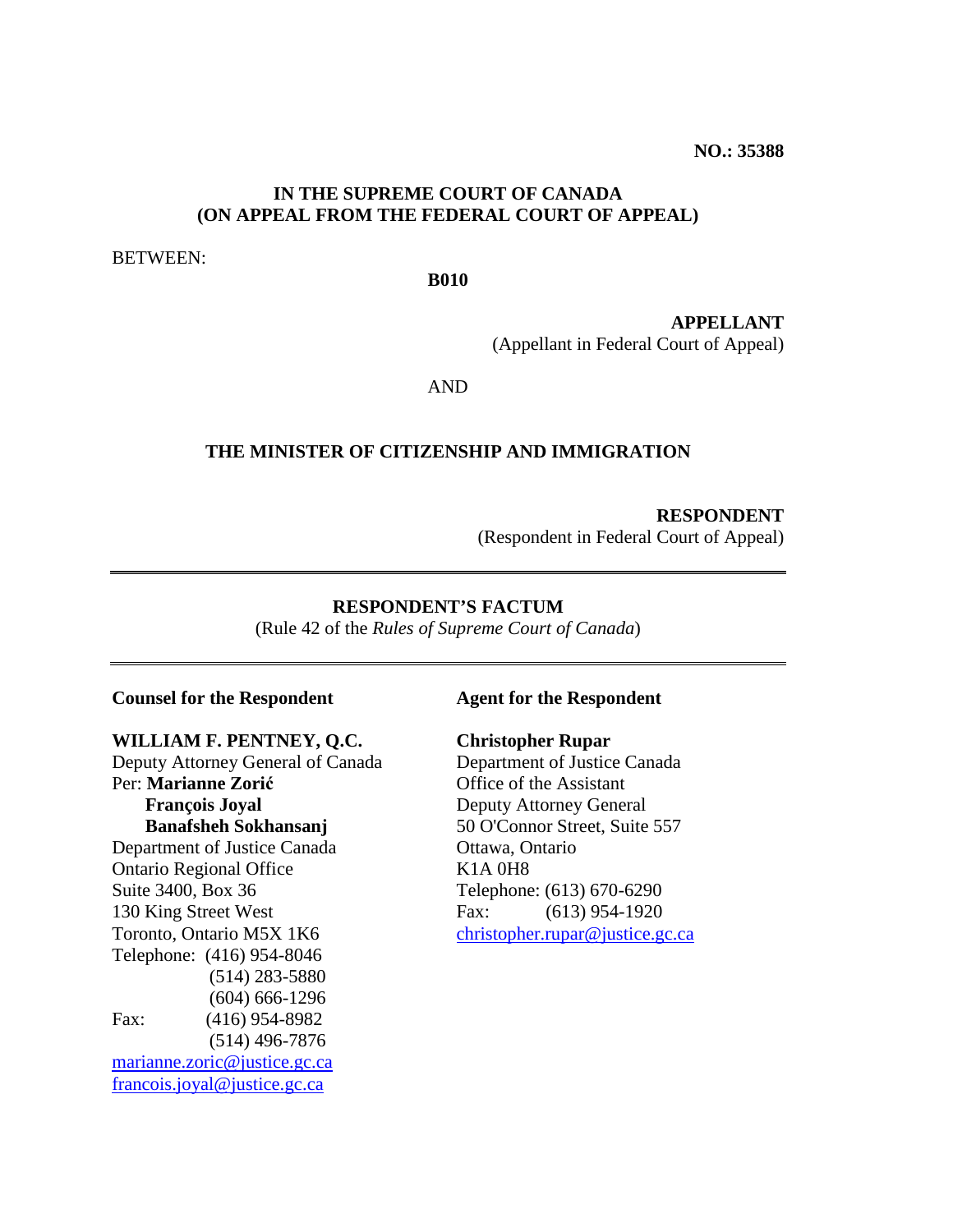**NO.: 35388**

**IN THE SUPREME COURT OF CANADA**
**(ON APPEAL FROM THE FEDERAL COURT OF APPEAL)**

BETWEEN:

**B010**

**APPELLANT**
(Appellant in Federal Court of Appeal)

AND

**THE MINISTER OF CITIZENSHIP AND IMMIGRATION**

**RESPONDENT**
(Respondent in Federal Court of Appeal)

---

**RESPONDENT'S FACTUM**
(Rule 42 of the *Rules of Supreme Court of Canada*)

---

**Counsel for the Respondent**

**WILLIAM F. PENTNEY, Q.C.**
Deputy Attorney General of Canada
Per: **Marianne Zorić**
**François Joyal**
**Banafsheh Sokhansanj**
Department of Justice Canada
Ontario Regional Office
Suite 3400, Box 36
130 King Street West
Toronto, Ontario M5X 1K6
Telephone: (416) 954-8046
(514) 283-5880
(604) 666-1296
Fax: (416) 954-8982
(514) 496-7876
marianne.zoric@justice.gc.ca
francois.joyal@justice.gc.ca

**Agent for the Respondent**

**Christopher Rupar**
Department of Justice Canada
Office of the Assistant
Deputy Attorney General
50 O'Connor Street, Suite 557
Ottawa, Ontario
K1A 0H8
Telephone: (613) 670-6290
Fax: (613) 954-1920
christopher.rupar@justice.gc.ca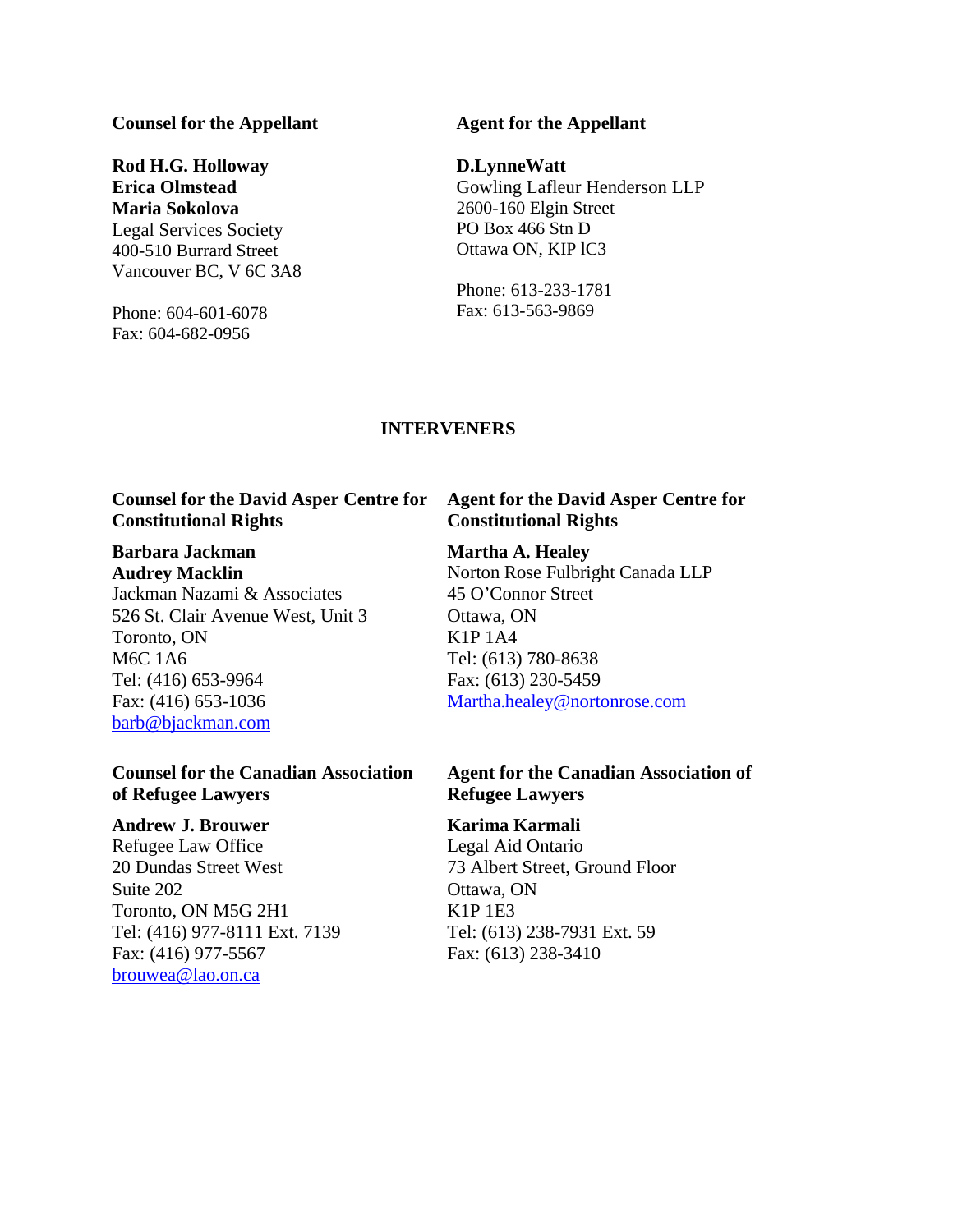**Counsel for the Appellant**

**Rod H.G. Holloway**
**Erica Olmstead**
**Maria Sokolova**
Legal Services Society
400-510 Burrard Street
Vancouver BC, V 6C 3A8

Phone: 604-601-6078
Fax: 604-682-0956

**Agent for the Appellant**

**D.LynneWatt**
Gowling Lafleur Henderson LLP
2600-160 Elgin Street
PO Box 466 Stn D
Ottawa ON, KIP lC3

Phone: 613-233-1781
Fax: 613-563-9869

## INTERVENERS

**Counsel for the David Asper Centre for Constitutional Rights**

**Barbara Jackman**
**Audrey Macklin**
Jackman Nazami & Associates
526 St. Clair Avenue West, Unit 3
Toronto, ON
M6C 1A6
Tel: (416) 653-9964
Fax: (416) 653-1036
barb@bjackman.com

**Agent for the David Asper Centre for Constitutional Rights**

**Martha A. Healey**
Norton Rose Fulbright Canada LLP
45 O'Connor Street
Ottawa, ON
K1P 1A4
Tel: (613) 780-8638
Fax: (613) 230-5459
Martha.healey@nortonrose.com

**Counsel for the Canadian Association of Refugee Lawyers**

**Andrew J. Brouwer**
Refugee Law Office
20 Dundas Street West
Suite 202
Toronto, ON M5G 2H1
Tel: (416) 977-8111 Ext. 7139
Fax: (416) 977-5567
brouwea@lao.on.ca

**Agent for the Canadian Association of Refugee Lawyers**

**Karima Karmali**
Legal Aid Ontario
73 Albert Street, Ground Floor
Ottawa, ON
K1P 1E3
Tel: (613) 238-7931 Ext. 59
Fax: (613) 238-3410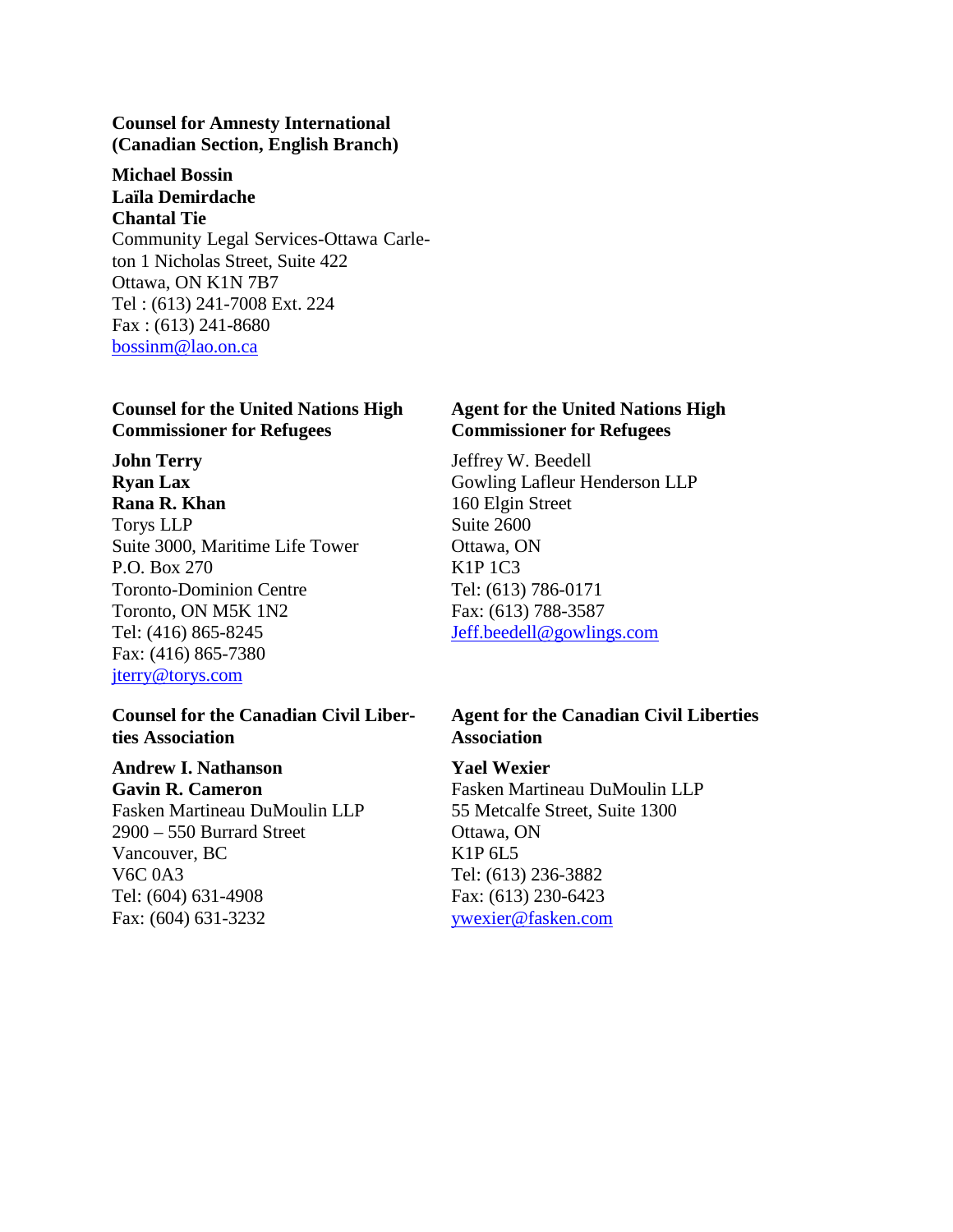**Counsel for Amnesty International (Canadian Section, English Branch)**

**Michael Bossin**
**Laïla Demirdache**
**Chantal Tie**
Community Legal Services-Ottawa Carleton 1 Nicholas Street, Suite 422
Ottawa, ON K1N 7B7
Tel : (613) 241-7008 Ext. 224
Fax : (613) 241-8680
bossinm@lao.on.ca

**Counsel for the United Nations High Commissioner for Refugees**

**John Terry**
**Ryan Lax**
**Rana R. Khan**
Torys LLP
Suite 3000, Maritime Life Tower
P.O. Box 270
Toronto-Dominion Centre
Toronto, ON M5K 1N2
Tel: (416) 865-8245
Fax: (416) 865-7380
jterry@torys.com

**Agent for the United Nations High Commissioner for Refugees**

Jeffrey W. Beedell
Gowling Lafleur Henderson LLP
160 Elgin Street
Suite 2600
Ottawa, ON
K1P 1C3
Tel: (613) 786-0171
Fax: (613) 788-3587
Jeff.beedell@gowlings.com

**Counsel for the Canadian Civil Liberties Association**

**Andrew I. Nathanson**
**Gavin R. Cameron**
Fasken Martineau DuMoulin LLP
2900 – 550 Burrard Street
Vancouver, BC
V6C 0A3
Tel: (604) 631-4908
Fax: (604) 631-3232

**Agent for the Canadian Civil Liberties Association**

**Yael Wexier**
Fasken Martineau DuMoulin LLP
55 Metcalfe Street, Suite 1300
Ottawa, ON
K1P 6L5
Tel: (613) 236-3882
Fax: (613) 230-6423
ywexier@fasken.com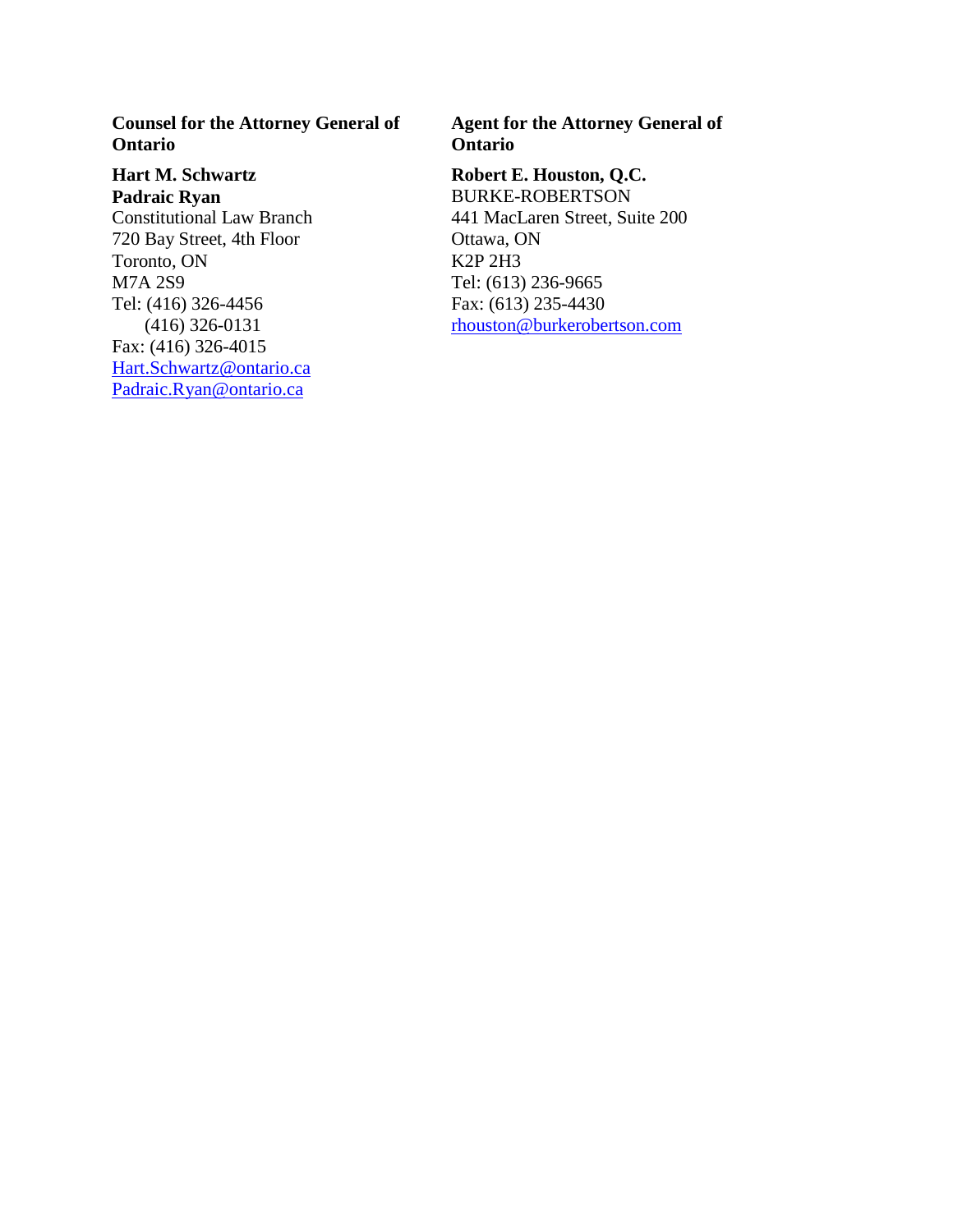**Counsel for the Attorney General of Ontario**

**Hart M. Schwartz**
**Padraic Ryan**
Constitutional Law Branch
720 Bay Street, 4th Floor
Toronto, ON
M7A 2S9
Tel: (416) 326-4456
(416) 326-0131
Fax: (416) 326-4015
Hart.Schwartz@ontario.ca
Padraic.Ryan@ontario.ca

**Agent for the Attorney General of Ontario**

**Robert E. Houston, Q.C.**
BURKE-ROBERTSON
441 MacLaren Street, Suite 200
Ottawa, ON
K2P 2H3
Tel: (613) 236-9665
Fax: (613) 235-4430
rhouston@burkerobertson.com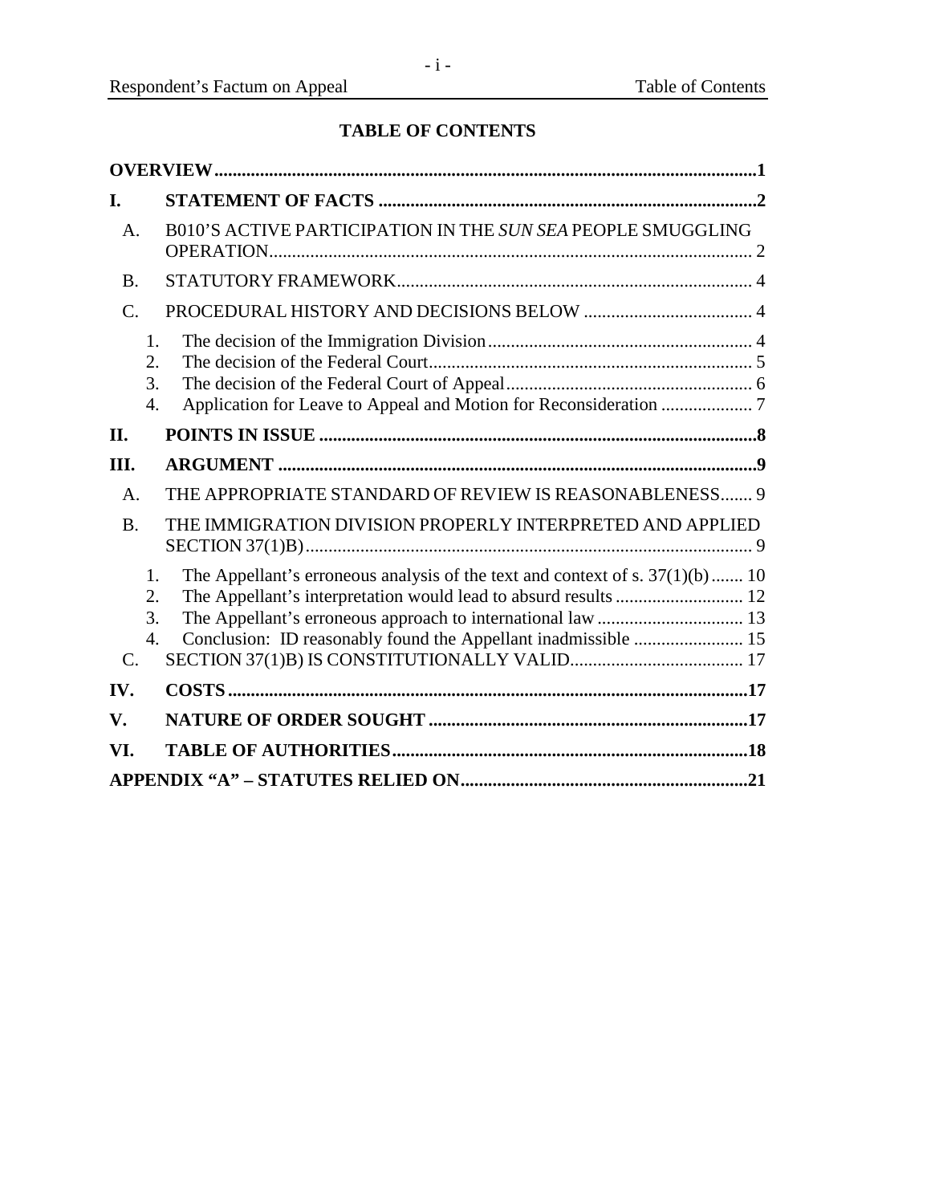## TABLE OF CONTENTS

**OVERVIEW** .....1

**I. STATEMENT OF FACTS** .....2

- A. B010'S ACTIVE PARTICIPATION IN THE *SUN SEA* PEOPLE SMUGGLING OPERATION ..... 2
- B. STATUTORY FRAMEWORK ..... 4
- C. PROCEDURAL HISTORY AND DECISIONS BELOW ..... 4
  1. The decision of the Immigration Division ..... 4
  2. The decision of the Federal Court ..... 5
  3. The decision of the Federal Court of Appeal ..... 6
  4. Application for Leave to Appeal and Motion for Reconsideration ..... 7

**II. POINTS IN ISSUE** .....8

**III. ARGUMENT** .....9

- A. THE APPROPRIATE STANDARD OF REVIEW IS REASONABLENESS ..... 9
- B. THE IMMIGRATION DIVISION PROPERLY INTERPRETED AND APPLIED SECTION 37(1)B) ..... 9
  1. The Appellant's erroneous analysis of the text and context of s. 37(1)(b) ..... 10
  2. The Appellant's interpretation would lead to absurd results ..... 12
  3. The Appellant's erroneous approach to international law ..... 13
  4. Conclusion: ID reasonably found the Appellant inadmissible ..... 15
- C. SECTION 37(1)B) IS CONSTITUTIONALLY VALID ..... 17

**IV. COSTS** .....17

**V. NATURE OF ORDER SOUGHT** .....17

**VI. TABLE OF AUTHORITIES** .....18

**APPENDIX "A" – STATUTES RELIED ON** .....21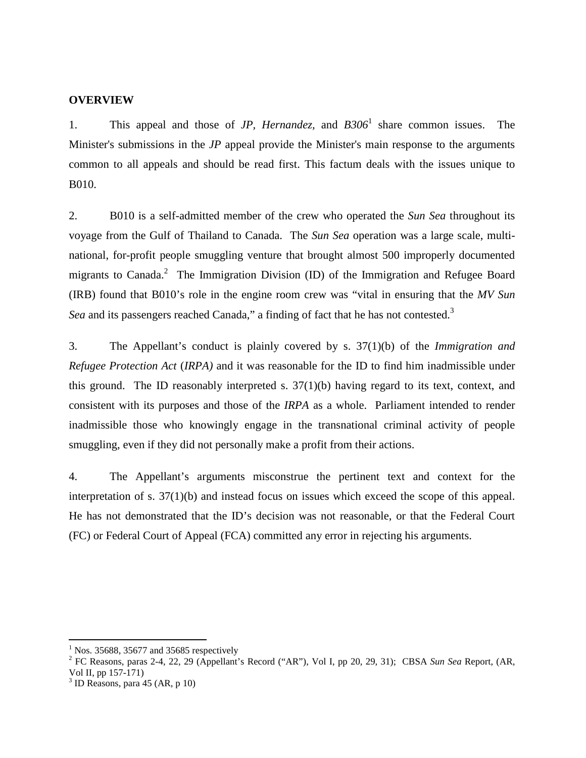**OVERVIEW**

1. This appeal and those of *JP, Hernandez,* and *B306*[1] share common issues. The Minister's submissions in the *JP* appeal provide the Minister's main response to the arguments common to all appeals and should be read first. This factum deals with the issues unique to B010.

2. B010 is a self-admitted member of the crew who operated the *Sun Sea* throughout its voyage from the Gulf of Thailand to Canada. The *Sun Sea* operation was a large scale, multi-national, for-profit people smuggling venture that brought almost 500 improperly documented migrants to Canada.[2] The Immigration Division (ID) of the Immigration and Refugee Board (IRB) found that B010's role in the engine room crew was "vital in ensuring that the *MV Sun Sea* and its passengers reached Canada," a finding of fact that he has not contested.[3]

3. The Appellant's conduct is plainly covered by s. 37(1)(b) of the *Immigration and Refugee Protection Act* (*IRPA)* and it was reasonable for the ID to find him inadmissible under this ground. The ID reasonably interpreted s. 37(1)(b) having regard to its text, context, and consistent with its purposes and those of the *IRPA* as a whole. Parliament intended to render inadmissible those who knowingly engage in the transnational criminal activity of people smuggling, even if they did not personally make a profit from their actions.

4. The Appellant's arguments misconstrue the pertinent text and context for the interpretation of s. 37(1)(b) and instead focus on issues which exceed the scope of this appeal. He has not demonstrated that the ID's decision was not reasonable, or that the Federal Court (FC) or Federal Court of Appeal (FCA) committed any error in rejecting his arguments.

---

[1] Nos. 35688, 35677 and 35685 respectively

[2] FC Reasons, paras 2-4, 22, 29 (Appellant's Record ("AR"), Vol I, pp 20, 29, 31); CBSA *Sun Sea* Report, (AR, Vol II, pp 157-171)

[3] ID Reasons, para 45 (AR, p 10)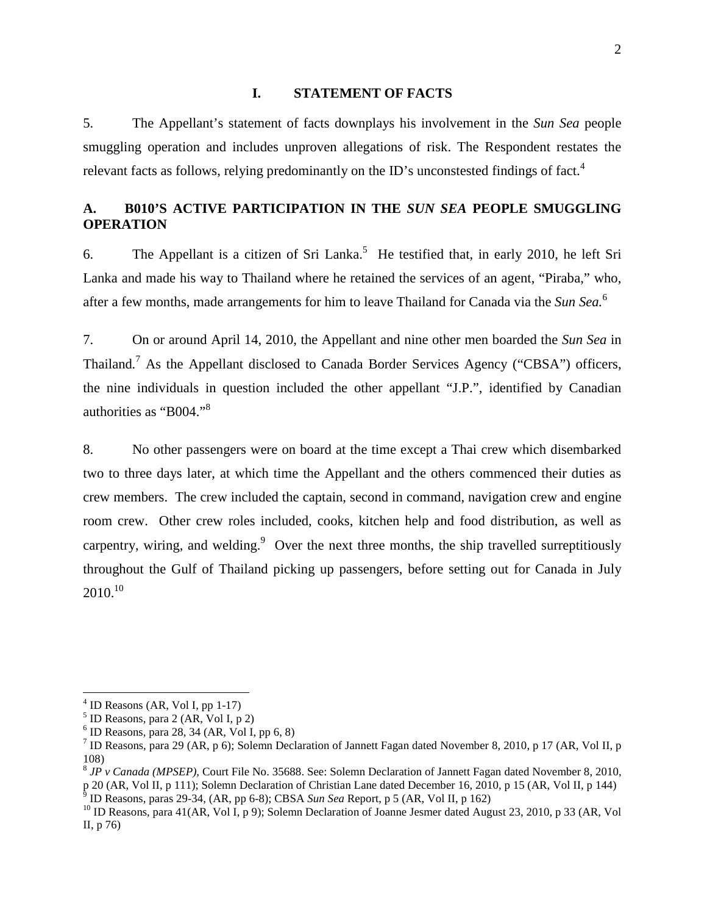## I. STATEMENT OF FACTS

5. The Appellant's statement of facts downplays his involvement in the *Sun Sea* people smuggling operation and includes unproven allegations of risk. The Respondent restates the relevant facts as follows, relying predominantly on the ID's unconstested findings of fact.[4]

### A. B010'S ACTIVE PARTICIPATION IN THE *SUN SEA* PEOPLE SMUGGLING OPERATION

6. The Appellant is a citizen of Sri Lanka.[5] He testified that, in early 2010, he left Sri Lanka and made his way to Thailand where he retained the services of an agent, "Piraba," who, after a few months, made arrangements for him to leave Thailand for Canada via the *Sun Sea.*[6]

7. On or around April 14, 2010, the Appellant and nine other men boarded the *Sun Sea* in Thailand.[7] As the Appellant disclosed to Canada Border Services Agency ("CBSA") officers, the nine individuals in question included the other appellant "J.P.", identified by Canadian authorities as "B004."[8]

8. No other passengers were on board at the time except a Thai crew which disembarked two to three days later, at which time the Appellant and the others commenced their duties as crew members. The crew included the captain, second in command, navigation crew and engine room crew. Other crew roles included, cooks, kitchen help and food distribution, as well as carpentry, wiring, and welding.[9] Over the next three months, the ship travelled surreptitiously throughout the Gulf of Thailand picking up passengers, before setting out for Canada in July 2010.[10]

---

[4] ID Reasons (AR, Vol I, pp 1-17)

[5] ID Reasons, para 2 (AR, Vol I, p 2)

[6] ID Reasons, para 28, 34 (AR, Vol I, pp 6, 8)

[7] ID Reasons, para 29 (AR, p 6); Solemn Declaration of Jannett Fagan dated November 8, 2010, p 17 (AR, Vol II, p 108)

[8] *JP v Canada (MPSEP),* Court File No. 35688. See: Solemn Declaration of Jannett Fagan dated November 8, 2010, p 20 (AR, Vol II, p 111); Solemn Declaration of Christian Lane dated December 16, 2010, p 15 (AR, Vol II, p 144)

[9] ID Reasons, paras 29-34, (AR, pp 6-8); CBSA *Sun Sea* Report, p 5 (AR, Vol II, p 162)

[10] ID Reasons, para 41(AR, Vol I, p 9); Solemn Declaration of Joanne Jesmer dated August 23, 2010, p 33 (AR, Vol II, p 76)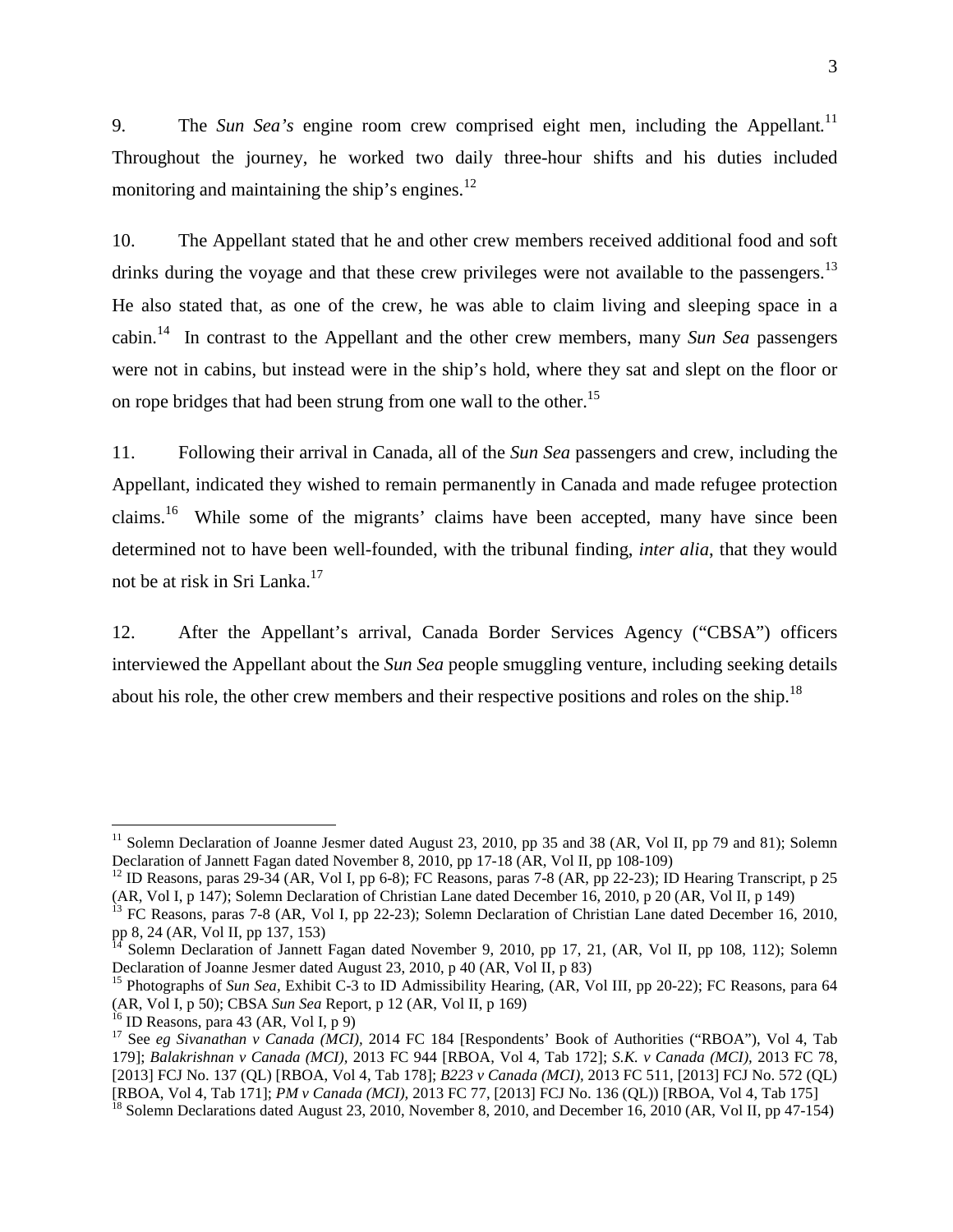9. The *Sun Sea's* engine room crew comprised eight men, including the Appellant.[11] Throughout the journey, he worked two daily three-hour shifts and his duties included monitoring and maintaining the ship's engines.[12]

10. The Appellant stated that he and other crew members received additional food and soft drinks during the voyage and that these crew privileges were not available to the passengers.[13] He also stated that, as one of the crew, he was able to claim living and sleeping space in a cabin.[14] In contrast to the Appellant and the other crew members, many *Sun Sea* passengers were not in cabins, but instead were in the ship's hold, where they sat and slept on the floor or on rope bridges that had been strung from one wall to the other.[15]

11. Following their arrival in Canada, all of the *Sun Sea* passengers and crew, including the Appellant, indicated they wished to remain permanently in Canada and made refugee protection claims.[16] While some of the migrants' claims have been accepted, many have since been determined not to have been well-founded, with the tribunal finding, *inter alia*, that they would not be at risk in Sri Lanka.[17]

12. After the Appellant's arrival, Canada Border Services Agency ("CBSA") officers interviewed the Appellant about the *Sun Sea* people smuggling venture, including seeking details about his role, the other crew members and their respective positions and roles on the ship.[18]

---

[11] Solemn Declaration of Joanne Jesmer dated August 23, 2010, pp 35 and 38 (AR, Vol II, pp 79 and 81); Solemn Declaration of Jannett Fagan dated November 8, 2010, pp 17-18 (AR, Vol II, pp 108-109)

[12] ID Reasons, paras 29-34 (AR, Vol I, pp 6-8); FC Reasons, paras 7-8 (AR, pp 22-23); ID Hearing Transcript, p 25 (AR, Vol I, p 147); Solemn Declaration of Christian Lane dated December 16, 2010, p 20 (AR, Vol II, p 149)

[13] FC Reasons, paras 7-8 (AR, Vol I, pp 22-23); Solemn Declaration of Christian Lane dated December 16, 2010, pp 8, 24 (AR, Vol II, pp 137, 153)

[14] Solemn Declaration of Jannett Fagan dated November 9, 2010, pp 17, 21, (AR, Vol II, pp 108, 112); Solemn Declaration of Joanne Jesmer dated August 23, 2010, p 40 (AR, Vol II, p 83)

[15] Photographs of *Sun Sea*, Exhibit C-3 to ID Admissibility Hearing, (AR, Vol III, pp 20-22); FC Reasons, para 64 (AR, Vol I, p 50); CBSA *Sun Sea* Report, p 12 (AR, Vol II, p 169)

[16] ID Reasons, para 43 (AR, Vol I, p 9)

[17] See *eg Sivanathan v Canada (MCI),* 2014 FC 184 [Respondents' Book of Authorities ("RBOA"), Vol 4, Tab 179]; *Balakrishnan v Canada (MCI),* 2013 FC 944 [RBOA, Vol 4, Tab 172]; *S.K. v Canada (MCI),* 2013 FC 78, [2013] FCJ No. 137 (QL) [RBOA, Vol 4, Tab 178]; *B223 v Canada (MCI),* 2013 FC 511, [2013] FCJ No. 572 (QL) [RBOA, Vol 4, Tab 171]; *PM v Canada (MCI),* 2013 FC 77, [2013] FCJ No. 136 (QL)) [RBOA, Vol 4, Tab 175]

[18] Solemn Declarations dated August 23, 2010, November 8, 2010, and December 16, 2010 (AR, Vol II, pp 47-154)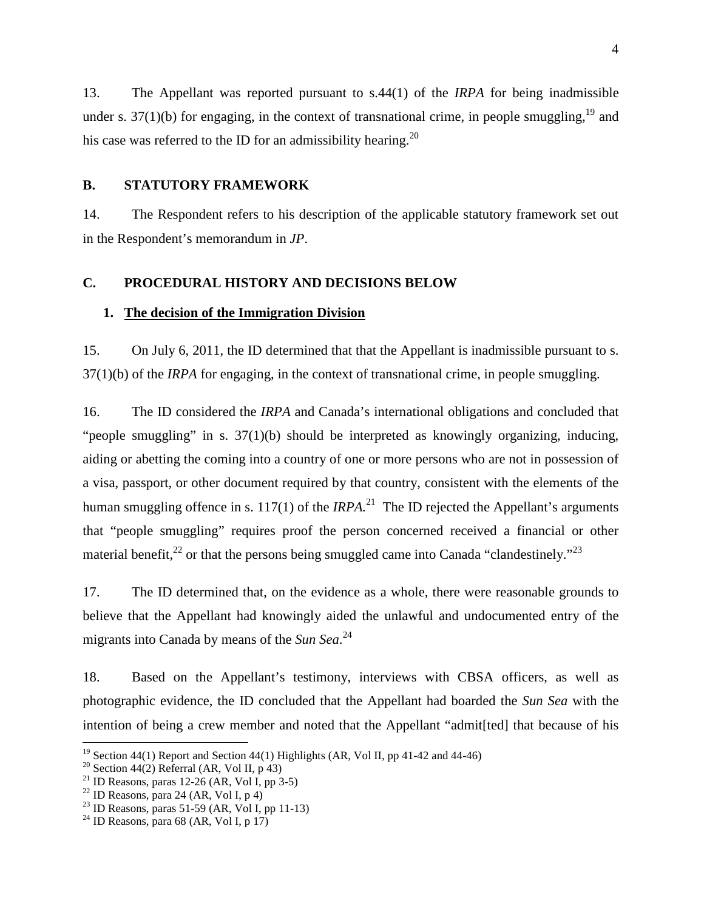13. The Appellant was reported pursuant to s.44(1) of the *IRPA* for being inadmissible under s. 37(1)(b) for engaging, in the context of transnational crime, in people smuggling,[19] and his case was referred to the ID for an admissibility hearing.[20]

## B. STATUTORY FRAMEWORK

14. The Respondent refers to his description of the applicable statutory framework set out in the Respondent's memorandum in *JP*.

## C. PROCEDURAL HISTORY AND DECISIONS BELOW

### 1. The decision of the Immigration Division

15. On July 6, 2011, the ID determined that that the Appellant is inadmissible pursuant to s. 37(1)(b) of the *IRPA* for engaging, in the context of transnational crime, in people smuggling.

16. The ID considered the *IRPA* and Canada's international obligations and concluded that "people smuggling" in s. 37(1)(b) should be interpreted as knowingly organizing, inducing, aiding or abetting the coming into a country of one or more persons who are not in possession of a visa, passport, or other document required by that country, consistent with the elements of the human smuggling offence in s. 117(1) of the *IRPA.*[21] The ID rejected the Appellant's arguments that "people smuggling" requires proof the person concerned received a financial or other material benefit,[22] or that the persons being smuggled came into Canada "clandestinely."[23]

17. The ID determined that, on the evidence as a whole, there were reasonable grounds to believe that the Appellant had knowingly aided the unlawful and undocumented entry of the migrants into Canada by means of the *Sun Sea*.[24]

18. Based on the Appellant's testimony, interviews with CBSA officers, as well as photographic evidence, the ID concluded that the Appellant had boarded the *Sun Sea* with the intention of being a crew member and noted that the Appellant "admit[ted] that because of his

---

[19] Section 44(1) Report and Section 44(1) Highlights (AR, Vol II, pp 41-42 and 44-46)
[20] Section 44(2) Referral (AR, Vol II, p 43)
[21] ID Reasons, paras 12-26 (AR, Vol I, pp 3-5)
[22] ID Reasons, para 24 (AR, Vol I, p 4)
[23] ID Reasons, paras 51-59 (AR, Vol I, pp 11-13)
[24] ID Reasons, para 68 (AR, Vol I, p 17)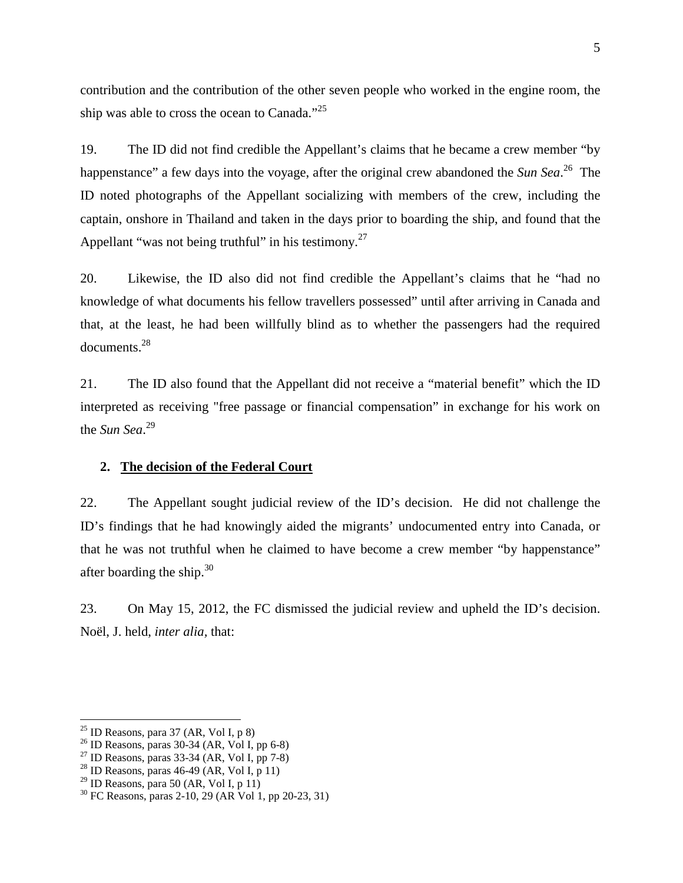contribution and the contribution of the other seven people who worked in the engine room, the ship was able to cross the ocean to Canada."[25]

19. The ID did not find credible the Appellant's claims that he became a crew member "by happenstance" a few days into the voyage, after the original crew abandoned the *Sun Sea*.[26] The ID noted photographs of the Appellant socializing with members of the crew, including the captain, onshore in Thailand and taken in the days prior to boarding the ship, and found that the Appellant "was not being truthful" in his testimony.[27]

20. Likewise, the ID also did not find credible the Appellant's claims that he "had no knowledge of what documents his fellow travellers possessed" until after arriving in Canada and that, at the least, he had been willfully blind as to whether the passengers had the required documents.[28]

21. The ID also found that the Appellant did not receive a "material benefit" which the ID interpreted as receiving "free passage or financial compensation" in exchange for his work on the *Sun Sea*.[29]

## 2. **The decision of the Federal Court**

22. The Appellant sought judicial review of the ID's decision. He did not challenge the ID's findings that he had knowingly aided the migrants' undocumented entry into Canada, or that he was not truthful when he claimed to have become a crew member "by happenstance" after boarding the ship.[30]

23. On May 15, 2012, the FC dismissed the judicial review and upheld the ID's decision. Noël, J. held, *inter alia*, that:

---

[25] ID Reasons, para 37 (AR, Vol I, p 8)
[26] ID Reasons, paras 30-34 (AR, Vol I, pp 6-8)
[27] ID Reasons, paras 33-34 (AR, Vol I, pp 7-8)
[28] ID Reasons, paras 46-49 (AR, Vol I, p 11)
[29] ID Reasons, para 50 (AR, Vol I, p 11)
[30] FC Reasons, paras 2-10, 29 (AR Vol 1, pp 20-23, 31)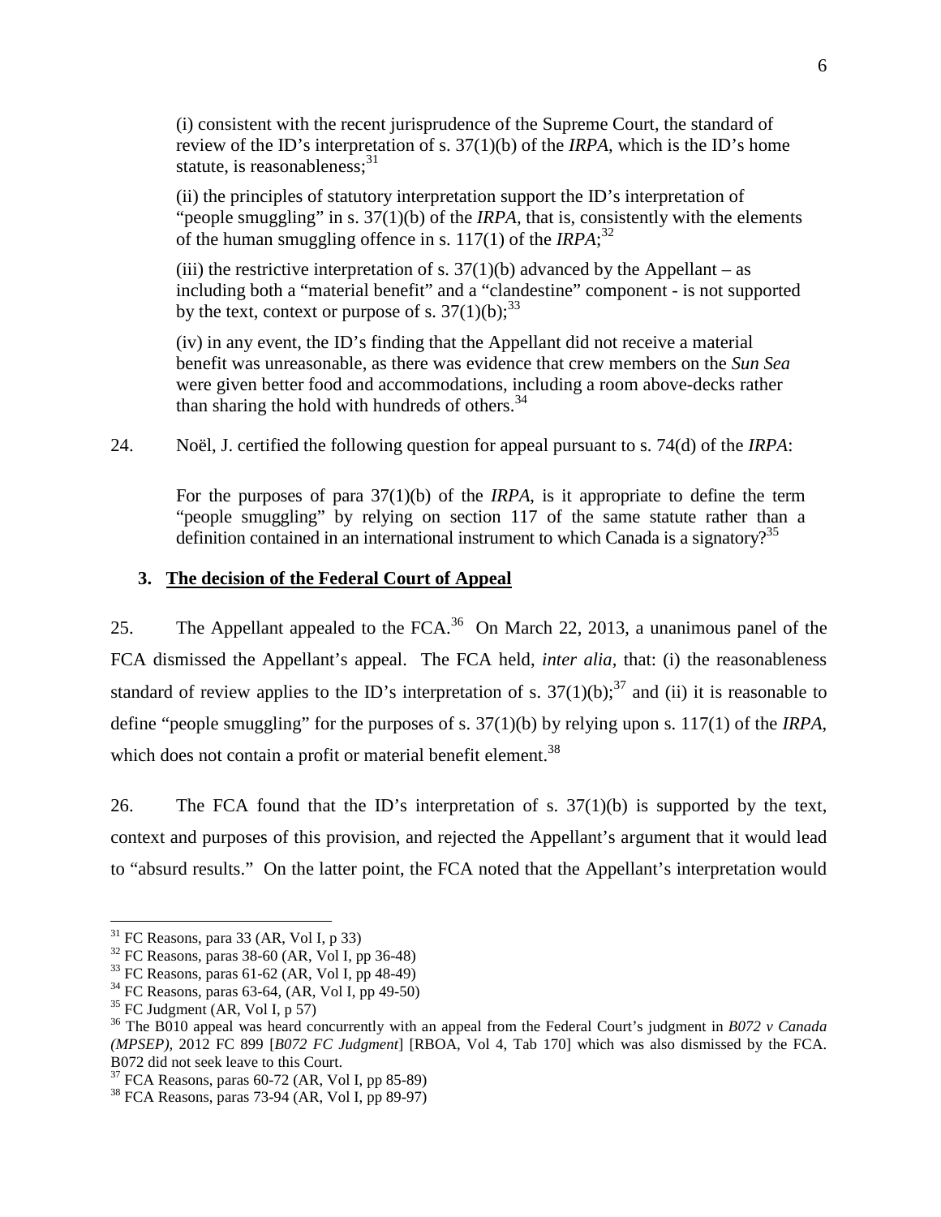(i) consistent with the recent jurisprudence of the Supreme Court, the standard of review of the ID's interpretation of s. 37(1)(b) of the *IRPA*, which is the ID's home statute, is reasonableness;[31]

(ii) the principles of statutory interpretation support the ID's interpretation of "people smuggling" in s. 37(1)(b) of the *IRPA*, that is, consistently with the elements of the human smuggling offence in s. 117(1) of the *IRPA*;[32]

(iii) the restrictive interpretation of s. 37(1)(b) advanced by the Appellant – as including both a "material benefit" and a "clandestine" component - is not supported by the text, context or purpose of s. 37(1)(b);[33]

(iv) in any event, the ID's finding that the Appellant did not receive a material benefit was unreasonable, as there was evidence that crew members on the *Sun Sea* were given better food and accommodations, including a room above-decks rather than sharing the hold with hundreds of others.[34]

24. Noël, J. certified the following question for appeal pursuant to s. 74(d) of the *IRPA*:

> For the purposes of para 37(1)(b) of the *IRPA*, is it appropriate to define the term "people smuggling" by relying on section 117 of the same statute rather than a definition contained in an international instrument to which Canada is a signatory?[35]

### 3. The decision of the Federal Court of Appeal

25. The Appellant appealed to the FCA.[36] On March 22, 2013, a unanimous panel of the FCA dismissed the Appellant's appeal. The FCA held, *inter alia*, that: (i) the reasonableness standard of review applies to the ID's interpretation of s. 37(1)(b);[37] and (ii) it is reasonable to define "people smuggling" for the purposes of s. 37(1)(b) by relying upon s. 117(1) of the *IRPA*, which does not contain a profit or material benefit element.[38]

26. The FCA found that the ID's interpretation of s. 37(1)(b) is supported by the text, context and purposes of this provision, and rejected the Appellant's argument that it would lead to "absurd results." On the latter point, the FCA noted that the Appellant's interpretation would

---

[31] FC Reasons, para 33 (AR, Vol I, p 33)

[32] FC Reasons, paras 38-60 (AR, Vol I, pp 36-48)

[33] FC Reasons, paras 61-62 (AR, Vol I, pp 48-49)

[34] FC Reasons, paras 63-64, (AR, Vol I, pp 49-50)

[35] FC Judgment (AR, Vol I, p 57)

[36] The B010 appeal was heard concurrently with an appeal from the Federal Court's judgment in *B072 v Canada (MPSEP)*, 2012 FC 899 [*B072 FC Judgment*] [RBOA, Vol 4, Tab 170] which was also dismissed by the FCA. B072 did not seek leave to this Court.

[37] FCA Reasons, paras 60-72 (AR, Vol I, pp 85-89)

[38] FCA Reasons, paras 73-94 (AR, Vol I, pp 89-97)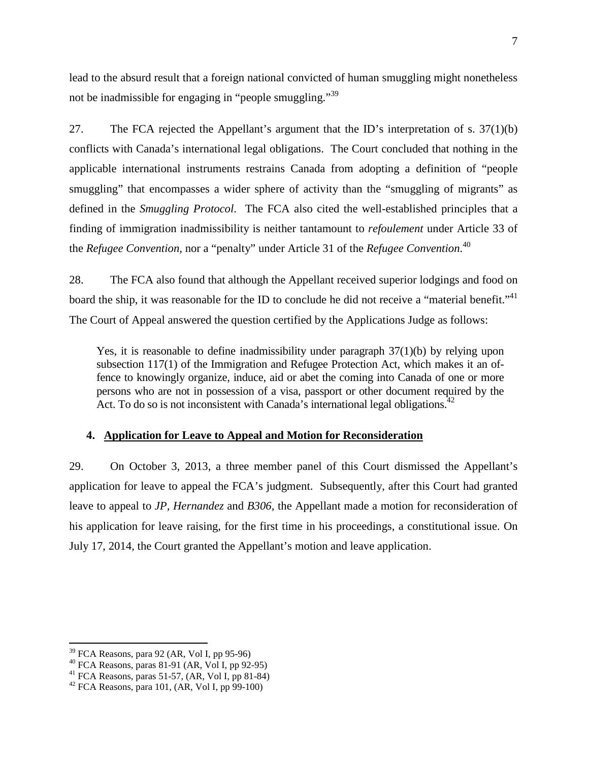lead to the absurd result that a foreign national convicted of human smuggling might nonetheless not be inadmissible for engaging in "people smuggling."[39]

27. The FCA rejected the Appellant's argument that the ID's interpretation of s. 37(1)(b) conflicts with Canada's international legal obligations. The Court concluded that nothing in the applicable international instruments restrains Canada from adopting a definition of "people smuggling" that encompasses a wider sphere of activity than the "smuggling of migrants" as defined in the *Smuggling Protocol*. The FCA also cited the well-established principles that a finding of immigration inadmissibility is neither tantamount to *refoulement* under Article 33 of the *Refugee Convention,* nor a "penalty" under Article 31 of the *Refugee Convention*.[40]

28. The FCA also found that although the Appellant received superior lodgings and food on board the ship, it was reasonable for the ID to conclude he did not receive a "material benefit."[41] The Court of Appeal answered the question certified by the Applications Judge as follows:

> Yes, it is reasonable to define inadmissibility under paragraph 37(1)(b) by relying upon subsection 117(1) of the Immigration and Refugee Protection Act, which makes it an offence to knowingly organize, induce, aid or abet the coming into Canada of one or more persons who are not in possession of a visa, passport or other document required by the Act. To do so is not inconsistent with Canada's international legal obligations.[42]

### 4. Application for Leave to Appeal and Motion for Reconsideration

29. On October 3, 2013, a three member panel of this Court dismissed the Appellant's application for leave to appeal the FCA's judgment. Subsequently, after this Court had granted leave to appeal to *JP*, *Hernandez* and *B306*, the Appellant made a motion for reconsideration of his application for leave raising, for the first time in his proceedings, a constitutional issue. On July 17, 2014, the Court granted the Appellant's motion and leave application.

---

[39] FCA Reasons, para 92 (AR, Vol I, pp 95-96)

[40] FCA Reasons, paras 81-91 (AR, Vol I, pp 92-95)

[41] FCA Reasons, paras 51-57, (AR, Vol I, pp 81-84)

[42] FCA Reasons, para 101, (AR, Vol I, pp 99-100)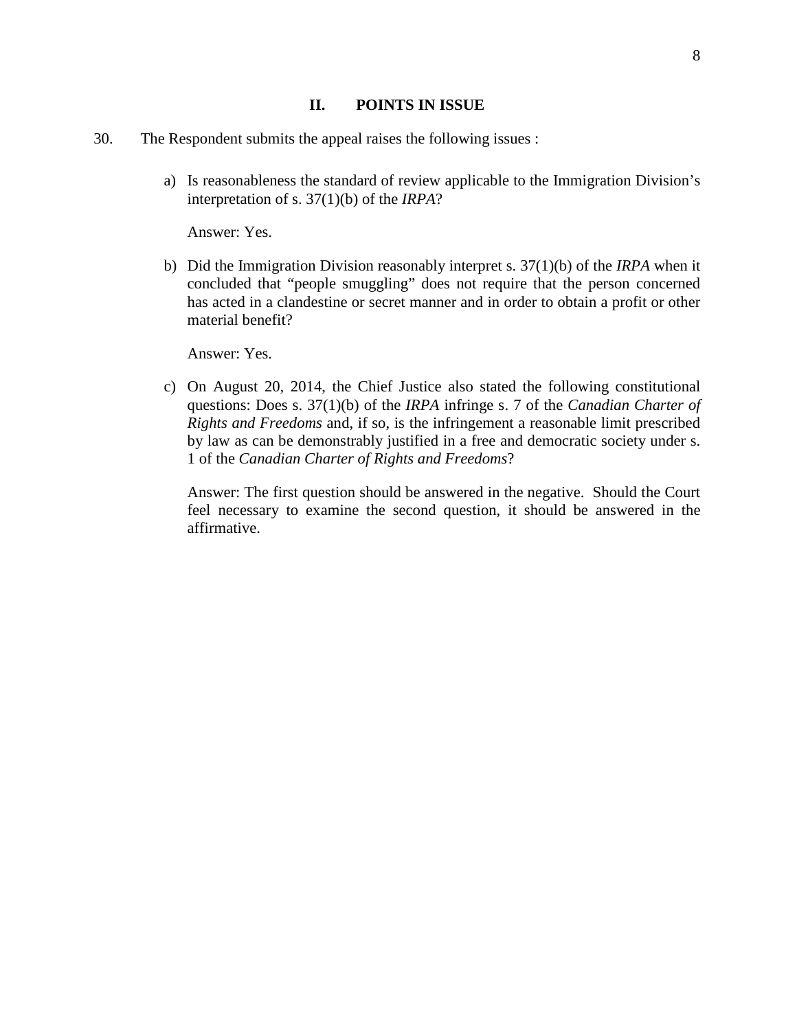## II. POINTS IN ISSUE

30. The Respondent submits the appeal raises the following issues :

a) Is reasonableness the standard of review applicable to the Immigration Division's interpretation of s. 37(1)(b) of the *IRPA*?

   Answer: Yes.

b) Did the Immigration Division reasonably interpret s. 37(1)(b) of the *IRPA* when it concluded that "people smuggling" does not require that the person concerned has acted in a clandestine or secret manner and in order to obtain a profit or other material benefit?

   Answer: Yes.

c) On August 20, 2014, the Chief Justice also stated the following constitutional questions: Does s. 37(1)(b) of the *IRPA* infringe s. 7 of the *Canadian Charter of Rights and Freedoms* and, if so, is the infringement a reasonable limit prescribed by law as can be demonstrably justified in a free and democratic society under s. 1 of the *Canadian Charter of Rights and Freedoms*?

   Answer: The first question should be answered in the negative. Should the Court feel necessary to examine the second question, it should be answered in the affirmative.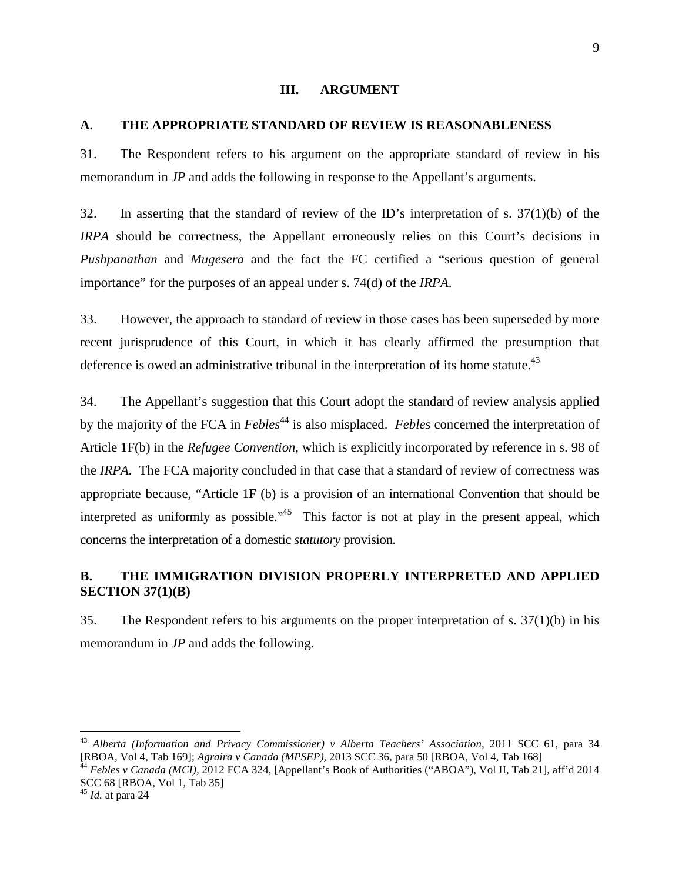## III. ARGUMENT

### A. THE APPROPRIATE STANDARD OF REVIEW IS REASONABLENESS

31. The Respondent refers to his argument on the appropriate standard of review in his memorandum in *JP* and adds the following in response to the Appellant's arguments.

32. In asserting that the standard of review of the ID's interpretation of s. 37(1)(b) of the *IRPA* should be correctness, the Appellant erroneously relies on this Court's decisions in *Pushpanathan* and *Mugesera* and the fact the FC certified a "serious question of general importance" for the purposes of an appeal under s. 74(d) of the *IRPA*.

33. However, the approach to standard of review in those cases has been superseded by more recent jurisprudence of this Court, in which it has clearly affirmed the presumption that deference is owed an administrative tribunal in the interpretation of its home statute.[43]

34. The Appellant's suggestion that this Court adopt the standard of review analysis applied by the majority of the FCA in *Febles*[44] is also misplaced. *Febles* concerned the interpretation of Article 1F(b) in the *Refugee Convention*, which is explicitly incorporated by reference in s. 98 of the *IRPA.* The FCA majority concluded in that case that a standard of review of correctness was appropriate because, "Article 1F (b) is a provision of an international Convention that should be interpreted as uniformly as possible."[45] This factor is not at play in the present appeal, which concerns the interpretation of a domestic *statutory* provision.

### B. THE IMMIGRATION DIVISION PROPERLY INTERPRETED AND APPLIED SECTION 37(1)(B)

35. The Respondent refers to his arguments on the proper interpretation of s. 37(1)(b) in his memorandum in *JP* and adds the following.

---

[43] *Alberta (Information and Privacy Commissioner) v Alberta Teachers' Association*, 2011 SCC 61, para 34 [RBOA, Vol 4, Tab 169]; *Agraira v Canada (MPSEP)*, 2013 SCC 36, para 50 [RBOA, Vol 4, Tab 168]

[44] *Febles v Canada (MCI)*, 2012 FCA 324, [Appellant's Book of Authorities ("ABOA"), Vol II, Tab 21], aff'd 2014 SCC 68 [RBOA, Vol 1, Tab 35]

[45] *Id.* at para 24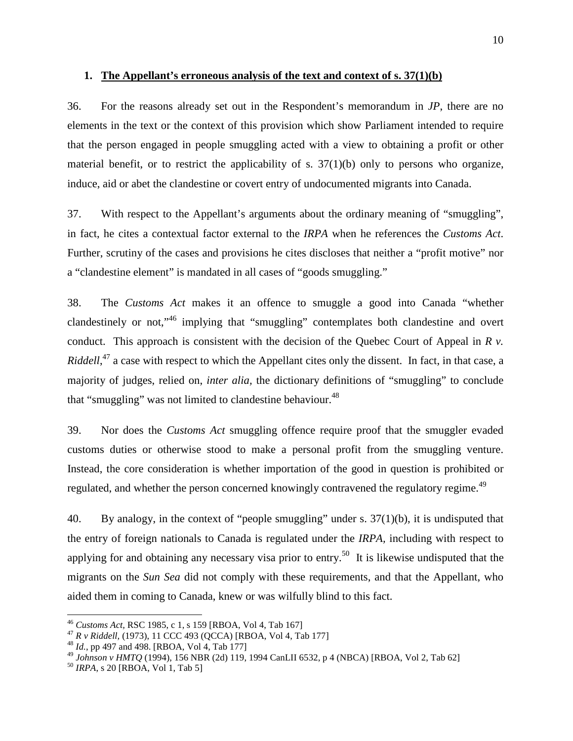### 1. The Appellant's erroneous analysis of the text and context of s. 37(1)(b)

36. For the reasons already set out in the Respondent's memorandum in *JP*, there are no elements in the text or the context of this provision which show Parliament intended to require that the person engaged in people smuggling acted with a view to obtaining a profit or other material benefit, or to restrict the applicability of s. 37(1)(b) only to persons who organize, induce, aid or abet the clandestine or covert entry of undocumented migrants into Canada.

37. With respect to the Appellant's arguments about the ordinary meaning of "smuggling", in fact, he cites a contextual factor external to the *IRPA* when he references the *Customs Act*. Further, scrutiny of the cases and provisions he cites discloses that neither a "profit motive" nor a "clandestine element" is mandated in all cases of "goods smuggling."

38. The *Customs Act* makes it an offence to smuggle a good into Canada "whether clandestinely or not,"[46] implying that "smuggling" contemplates both clandestine and overt conduct. This approach is consistent with the decision of the Quebec Court of Appeal in *R v. Riddell*,[47] a case with respect to which the Appellant cites only the dissent. In fact, in that case, a majority of judges, relied on, *inter alia*, the dictionary definitions of "smuggling" to conclude that "smuggling" was not limited to clandestine behaviour.[48]

39. Nor does the *Customs Act* smuggling offence require proof that the smuggler evaded customs duties or otherwise stood to make a personal profit from the smuggling venture. Instead, the core consideration is whether importation of the good in question is prohibited or regulated, and whether the person concerned knowingly contravened the regulatory regime.[49]

40. By analogy, in the context of "people smuggling" under s. 37(1)(b), it is undisputed that the entry of foreign nationals to Canada is regulated under the *IRPA*, including with respect to applying for and obtaining any necessary visa prior to entry.[50] It is likewise undisputed that the migrants on the *Sun Sea* did not comply with these requirements, and that the Appellant, who aided them in coming to Canada, knew or was wilfully blind to this fact.

---

[46] *Customs Act*, RSC 1985, c 1, s 159 [RBOA, Vol 4, Tab 167]

[47] *R v Riddell*, (1973), 11 CCC 493 (QCCA) [RBOA, Vol 4, Tab 177]

[48] *Id.*, pp 497 and 498. [RBOA, Vol 4, Tab 177]

[49] *Johnson v HMTQ* (1994), 156 NBR (2d) 119, 1994 CanLII 6532, p 4 (NBCA) [RBOA, Vol 2, Tab 62]

[50] *IRPA*, s 20 [RBOA, Vol 1, Tab 5]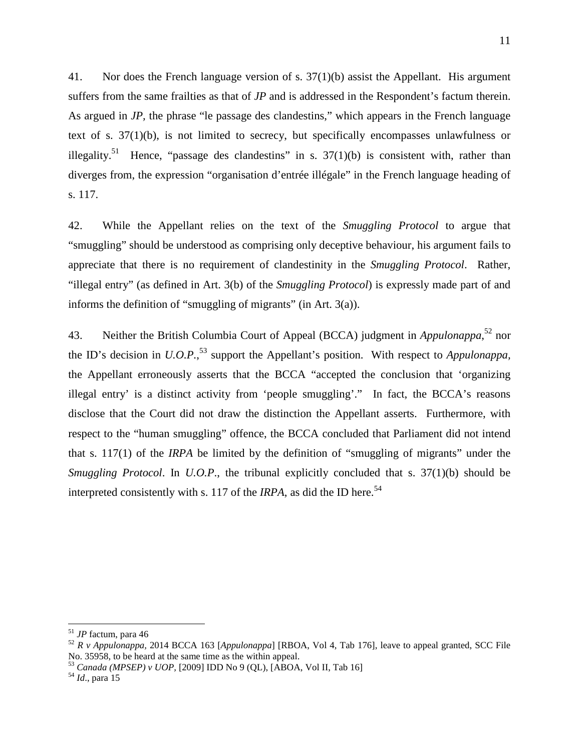41. Nor does the French language version of s. 37(1)(b) assist the Appellant. His argument suffers from the same frailties as that of *JP* and is addressed in the Respondent's factum therein. As argued in *JP*, the phrase "le passage des clandestins," which appears in the French language text of s. 37(1)(b), is not limited to secrecy, but specifically encompasses unlawfulness or illegality.[51] Hence, "passage des clandestins" in s. 37(1)(b) is consistent with, rather than diverges from, the expression "organisation d'entrée illégale" in the French language heading of s. 117.

42. While the Appellant relies on the text of the *Smuggling Protocol* to argue that "smuggling" should be understood as comprising only deceptive behaviour, his argument fails to appreciate that there is no requirement of clandestinity in the *Smuggling Protocol*. Rather, "illegal entry" (as defined in Art. 3(b) of the *Smuggling Protocol*) is expressly made part of and informs the definition of "smuggling of migrants" (in Art. 3(a)).

43. Neither the British Columbia Court of Appeal (BCCA) judgment in *Appulonappa*,[52] nor the ID's decision in *U.O.P.*,[53] support the Appellant's position. With respect to *Appulonappa*, the Appellant erroneously asserts that the BCCA "accepted the conclusion that 'organizing illegal entry' is a distinct activity from 'people smuggling'." In fact, the BCCA's reasons disclose that the Court did not draw the distinction the Appellant asserts. Furthermore, with respect to the "human smuggling" offence, the BCCA concluded that Parliament did not intend that s. 117(1) of the *IRPA* be limited by the definition of "smuggling of migrants" under the *Smuggling Protocol*. In *U.O.P.*, the tribunal explicitly concluded that s. 37(1)(b) should be interpreted consistently with s. 117 of the *IRPA*, as did the ID here.[54]

---

[51] *JP* factum, para 46

[52] *R v Appulonappa,* 2014 BCCA 163 [*Appulonappa*] [RBOA, Vol 4, Tab 176], leave to appeal granted, SCC File No. 35958, to be heard at the same time as the within appeal.

[53] *Canada (MPSEP) v UOP*, [2009] IDD No 9 (QL), [ABOA, Vol II, Tab 16]

[54] *Id*., para 15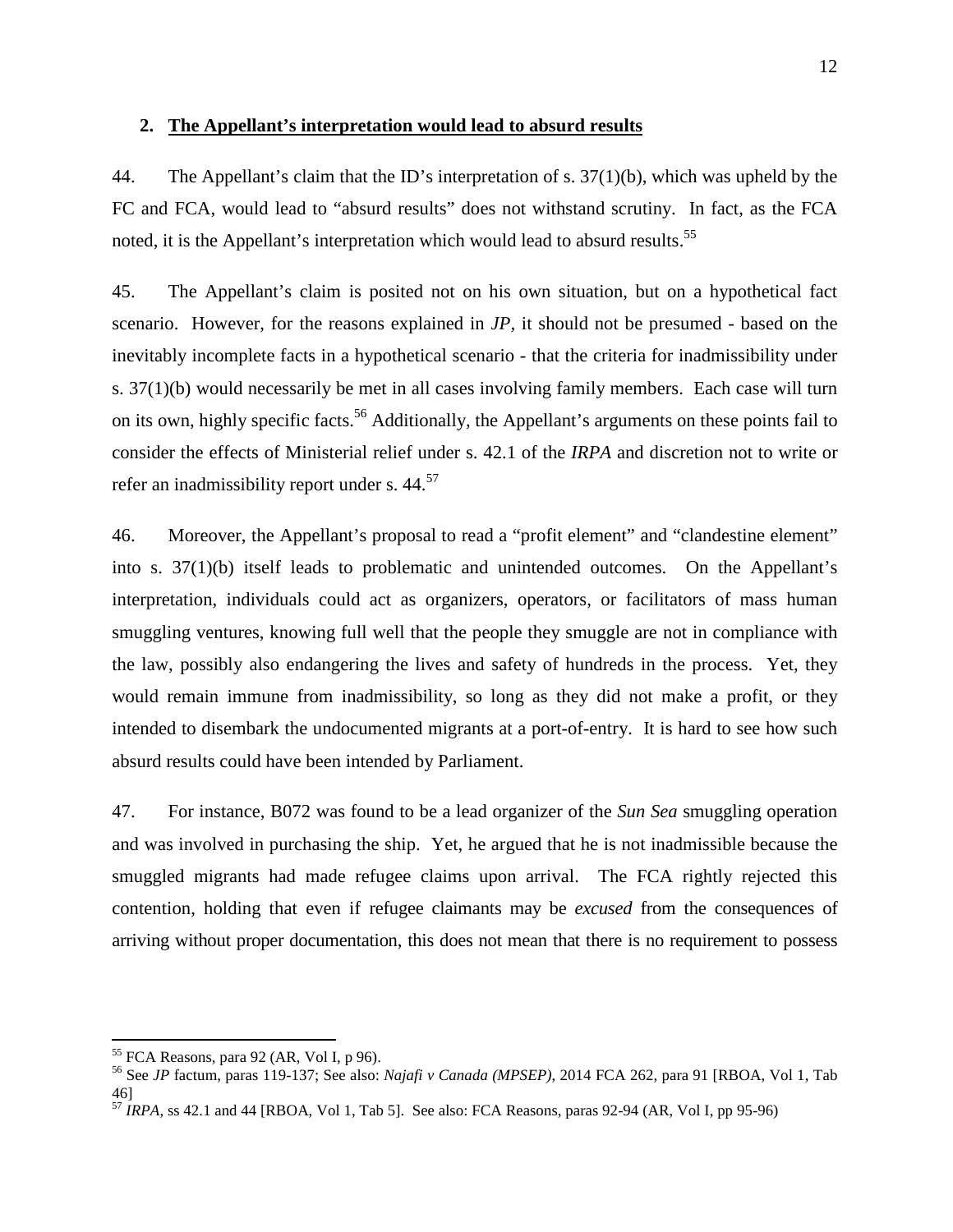## 2. <u>The Appellant's interpretation would lead to absurd results</u>

44. The Appellant's claim that the ID's interpretation of s. 37(1)(b), which was upheld by the FC and FCA, would lead to "absurd results" does not withstand scrutiny. In fact, as the FCA noted, it is the Appellant's interpretation which would lead to absurd results.[55]

45. The Appellant's claim is posited not on his own situation, but on a hypothetical fact scenario. However, for the reasons explained in *JP*, it should not be presumed - based on the inevitably incomplete facts in a hypothetical scenario - that the criteria for inadmissibility under s. 37(1)(b) would necessarily be met in all cases involving family members. Each case will turn on its own, highly specific facts.[56] Additionally, the Appellant's arguments on these points fail to consider the effects of Ministerial relief under s. 42.1 of the *IRPA* and discretion not to write or refer an inadmissibility report under s. 44.[57]

46. Moreover, the Appellant's proposal to read a "profit element" and "clandestine element" into s. 37(1)(b) itself leads to problematic and unintended outcomes. On the Appellant's interpretation, individuals could act as organizers, operators, or facilitators of mass human smuggling ventures, knowing full well that the people they smuggle are not in compliance with the law, possibly also endangering the lives and safety of hundreds in the process. Yet, they would remain immune from inadmissibility, so long as they did not make a profit, or they intended to disembark the undocumented migrants at a port-of-entry. It is hard to see how such absurd results could have been intended by Parliament.

47. For instance, B072 was found to be a lead organizer of the *Sun Sea* smuggling operation and was involved in purchasing the ship. Yet, he argued that he is not inadmissible because the smuggled migrants had made refugee claims upon arrival. The FCA rightly rejected this contention, holding that even if refugee claimants may be *excused* from the consequences of arriving without proper documentation, this does not mean that there is no requirement to possess

---

[55] FCA Reasons, para 92 (AR, Vol I, p 96).

[56] See *JP* factum, paras 119-137; See also: *Najafi v Canada (MPSEP)*, 2014 FCA 262, para 91 [RBOA, Vol 1, Tab 46]

[57] *IRPA*, ss 42.1 and 44 [RBOA, Vol 1, Tab 5]. See also: FCA Reasons, paras 92-94 (AR, Vol I, pp 95-96)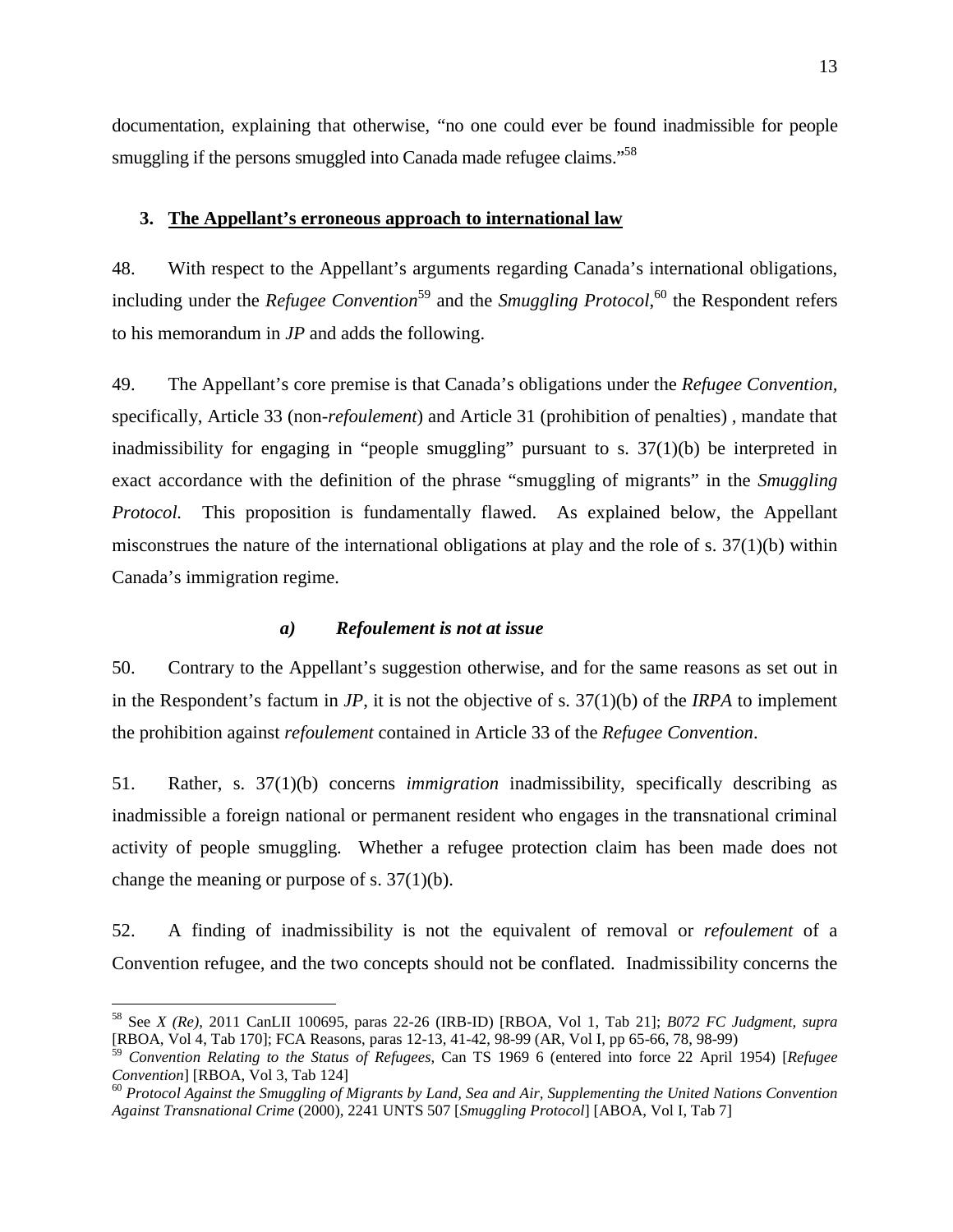documentation, explaining that otherwise, "no one could ever be found inadmissible for people smuggling if the persons smuggled into Canada made refugee claims."[58]

### 3. The Appellant's erroneous approach to international law

48. With respect to the Appellant's arguments regarding Canada's international obligations, including under the *Refugee Convention*[59] and the *Smuggling Protocol*,[60] the Respondent refers to his memorandum in *JP* and adds the following.

49. The Appellant's core premise is that Canada's obligations under the *Refugee Convention*, specifically, Article 33 (non-*refoulement*) and Article 31 (prohibition of penalties) , mandate that inadmissibility for engaging in "people smuggling" pursuant to s. 37(1)(b) be interpreted in exact accordance with the definition of the phrase "smuggling of migrants" in the *Smuggling Protocol*. This proposition is fundamentally flawed. As explained below, the Appellant misconstrues the nature of the international obligations at play and the role of s. 37(1)(b) within Canada's immigration regime.

#### *a) Refoulement is not at issue*

50. Contrary to the Appellant's suggestion otherwise, and for the same reasons as set out in in the Respondent's factum in *JP*, it is not the objective of s. 37(1)(b) of the *IRPA* to implement the prohibition against *refoulement* contained in Article 33 of the *Refugee Convention*.

51. Rather, s. 37(1)(b) concerns *immigration* inadmissibility, specifically describing as inadmissible a foreign national or permanent resident who engages in the transnational criminal activity of people smuggling. Whether a refugee protection claim has been made does not change the meaning or purpose of s. 37(1)(b).

52. A finding of inadmissibility is not the equivalent of removal or *refoulement* of a Convention refugee, and the two concepts should not be conflated. Inadmissibility concerns the

---

[58] See *X (Re)*, 2011 CanLII 100695, paras 22-26 (IRB-ID) [RBOA, Vol 1, Tab 21]; *B072 FC Judgment, supra* [RBOA, Vol 4, Tab 170]; FCA Reasons, paras 12-13, 41-42, 98-99 (AR, Vol I, pp 65-66, 78, 98-99)

[59] *Convention Relating to the Status of Refugees*, Can TS 1969 6 (entered into force 22 April 1954) [*Refugee Convention*] [RBOA, Vol 3, Tab 124]

[60] *Protocol Against the Smuggling of Migrants by Land, Sea and Air, Supplementing the United Nations Convention Against Transnational Crime* (2000), 2241 UNTS 507 [*Smuggling Protocol*] [ABOA, Vol I, Tab 7]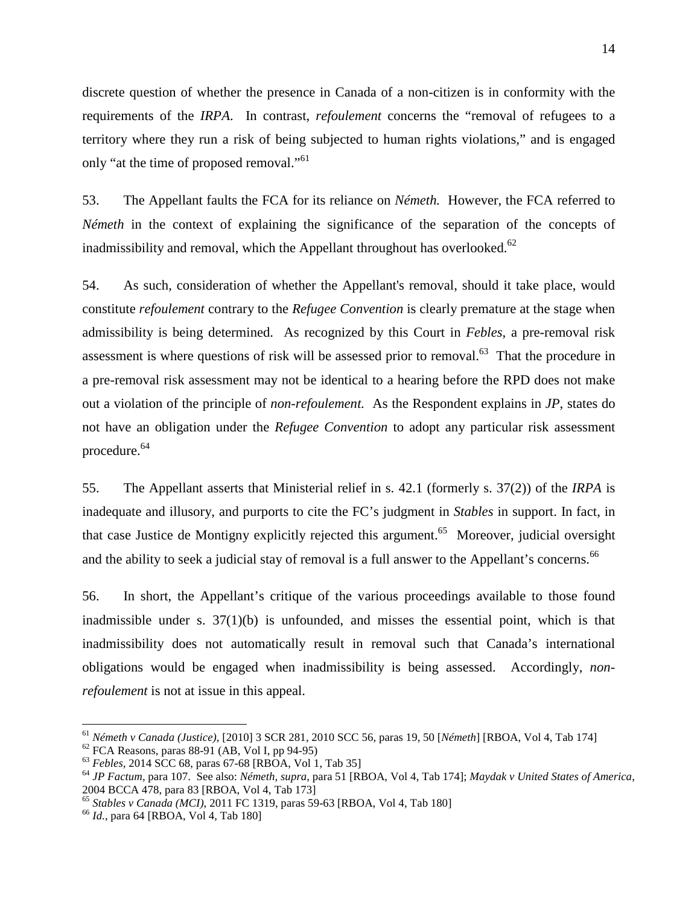discrete question of whether the presence in Canada of a non-citizen is in conformity with the requirements of the *IRPA*. In contrast, *refoulement* concerns the "removal of refugees to a territory where they run a risk of being subjected to human rights violations," and is engaged only "at the time of proposed removal."[61]

53. The Appellant faults the FCA for its reliance on *Németh.* However, the FCA referred to *Németh* in the context of explaining the significance of the separation of the concepts of inadmissibility and removal, which the Appellant throughout has overlooked.[62]

54. As such, consideration of whether the Appellant's removal, should it take place, would constitute *refoulement* contrary to the *Refugee Convention* is clearly premature at the stage when admissibility is being determined. As recognized by this Court in *Febles*, a pre-removal risk assessment is where questions of risk will be assessed prior to removal.[63] That the procedure in a pre-removal risk assessment may not be identical to a hearing before the RPD does not make out a violation of the principle of *non-refoulement.* As the Respondent explains in *JP*, states do not have an obligation under the *Refugee Convention* to adopt any particular risk assessment procedure.[64]

55. The Appellant asserts that Ministerial relief in s. 42.1 (formerly s. 37(2)) of the *IRPA* is inadequate and illusory, and purports to cite the FC's judgment in *Stables* in support. In fact, in that case Justice de Montigny explicitly rejected this argument.[65] Moreover, judicial oversight and the ability to seek a judicial stay of removal is a full answer to the Appellant's concerns.[66]

56. In short, the Appellant's critique of the various proceedings available to those found inadmissible under s. 37(1)(b) is unfounded, and misses the essential point, which is that inadmissibility does not automatically result in removal such that Canada's international obligations would be engaged when inadmissibility is being assessed. Accordingly, *non-refoulement* is not at issue in this appeal.

---

[61] *Németh v Canada (Justice)*, [2010] 3 SCR 281, 2010 SCC 56, paras 19, 50 [*Németh*] [RBOA, Vol 4, Tab 174]

[62] FCA Reasons, paras 88-91 (AB, Vol I, pp 94-95)

[63] *Febles*, 2014 SCC 68, paras 67-68 [RBOA, Vol 1, Tab 35]

[64] *JP Factum*, para 107. See also: *Németh, supra*, para 51 [RBOA, Vol 4, Tab 174]; *Maydak v United States of America*, 2004 BCCA 478, para 83 [RBOA, Vol 4, Tab 173]

[65] *Stables v Canada (MCI)*, 2011 FC 1319, paras 59-63 [RBOA, Vol 4, Tab 180]

[66] *Id.*, para 64 [RBOA, Vol 4, Tab 180]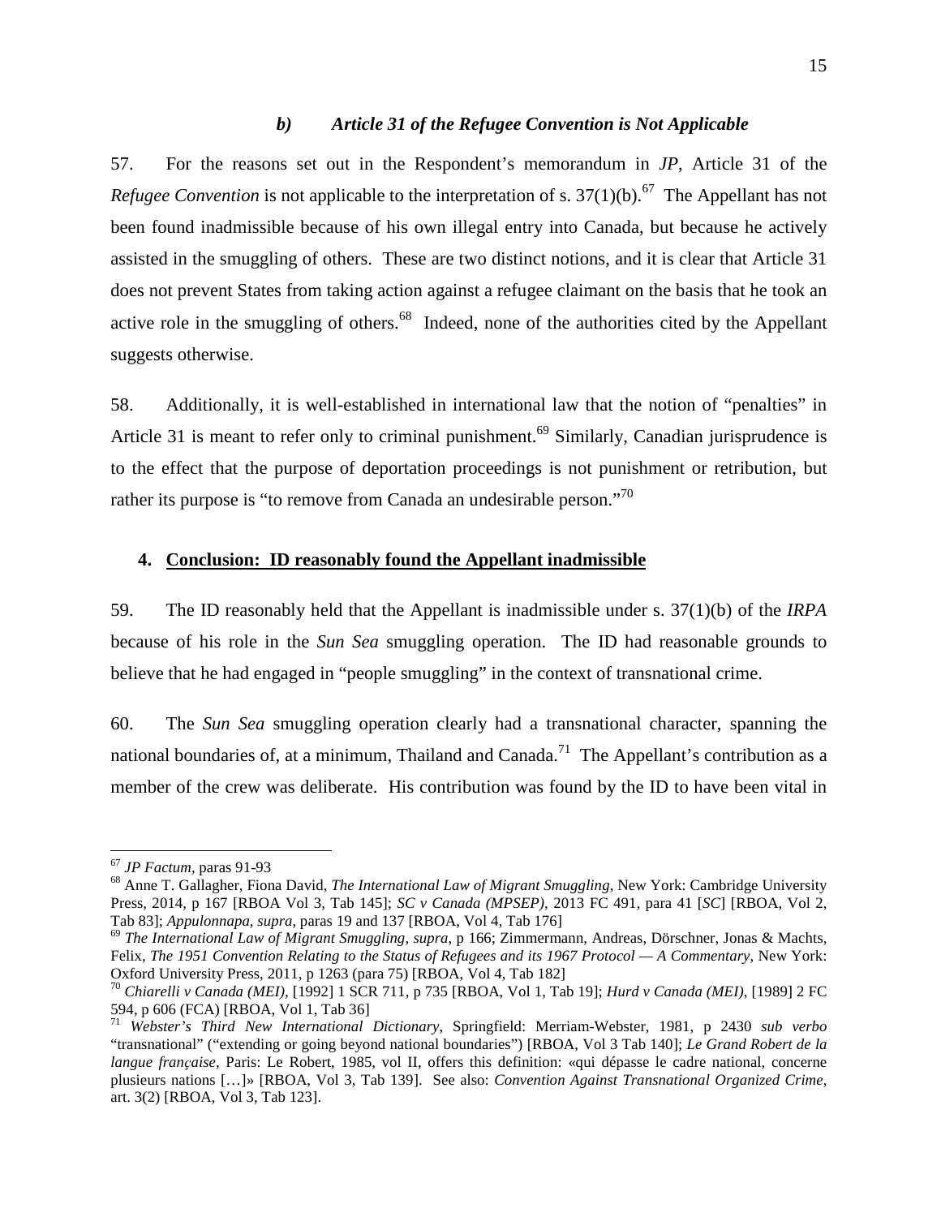### *b) Article 31 of the Refugee Convention is Not Applicable*

57. For the reasons set out in the Respondent's memorandum in *JP*, Article 31 of the *Refugee Convention* is not applicable to the interpretation of s. 37(1)(b).[67] The Appellant has not been found inadmissible because of his own illegal entry into Canada, but because he actively assisted in the smuggling of others. These are two distinct notions, and it is clear that Article 31 does not prevent States from taking action against a refugee claimant on the basis that he took an active role in the smuggling of others.[68] Indeed, none of the authorities cited by the Appellant suggests otherwise.

58. Additionally, it is well-established in international law that the notion of "penalties" in Article 31 is meant to refer only to criminal punishment.[69] Similarly, Canadian jurisprudence is to the effect that the purpose of deportation proceedings is not punishment or retribution, but rather its purpose is "to remove from Canada an undesirable person."[70]

## 4. Conclusion: ID reasonably found the Appellant inadmissible

59. The ID reasonably held that the Appellant is inadmissible under s. 37(1)(b) of the *IRPA* because of his role in the *Sun Sea* smuggling operation. The ID had reasonable grounds to believe that he had engaged in "people smuggling" in the context of transnational crime.

60. The *Sun Sea* smuggling operation clearly had a transnational character, spanning the national boundaries of, at a minimum, Thailand and Canada.[71] The Appellant's contribution as a member of the crew was deliberate. His contribution was found by the ID to have been vital in

---

[67] *JP Factum*, paras 91-93

[68] Anne T. Gallagher, Fiona David, *The International Law of Migrant Smuggling*, New York: Cambridge University Press, 2014, p 167 [RBOA Vol 3, Tab 145]; *SC v Canada (MPSEP)*, 2013 FC 491, para 41 [*SC*] [RBOA, Vol 2, Tab 83]; *Appulonnapa*, *supra*, paras 19 and 137 [RBOA, Vol 4, Tab 176]

[69] *The International Law of Migrant Smuggling*, *supra*, p 166; Zimmermann, Andreas, Dörschner, Jonas & Machts, Felix, *The 1951 Convention Relating to the Status of Refugees and its 1967 Protocol — A Commentary*, New York: Oxford University Press, 2011, p 1263 (para 75) [RBOA, Vol 4, Tab 182]

[70] *Chiarelli v Canada (MEI)*, [1992] 1 SCR 711, p 735 [RBOA, Vol 1, Tab 19]; *Hurd v Canada (MEI)*, [1989] 2 FC 594, p 606 (FCA) [RBOA, Vol 1, Tab 36]

[71] *Webster's Third New International Dictionary*, Springfield: Merriam-Webster, 1981, p 2430 *sub verbo* "transnational" ("extending or going beyond national boundaries") [RBOA, Vol 3 Tab 140]; *Le Grand Robert de la langue française*, Paris: Le Robert, 1985, vol II, offers this definition: «qui dépasse le cadre national, concerne plusieurs nations […]» [RBOA, Vol 3, Tab 139]. See also: *Convention Against Transnational Organized Crime*, art. 3(2) [RBOA, Vol 3, Tab 123].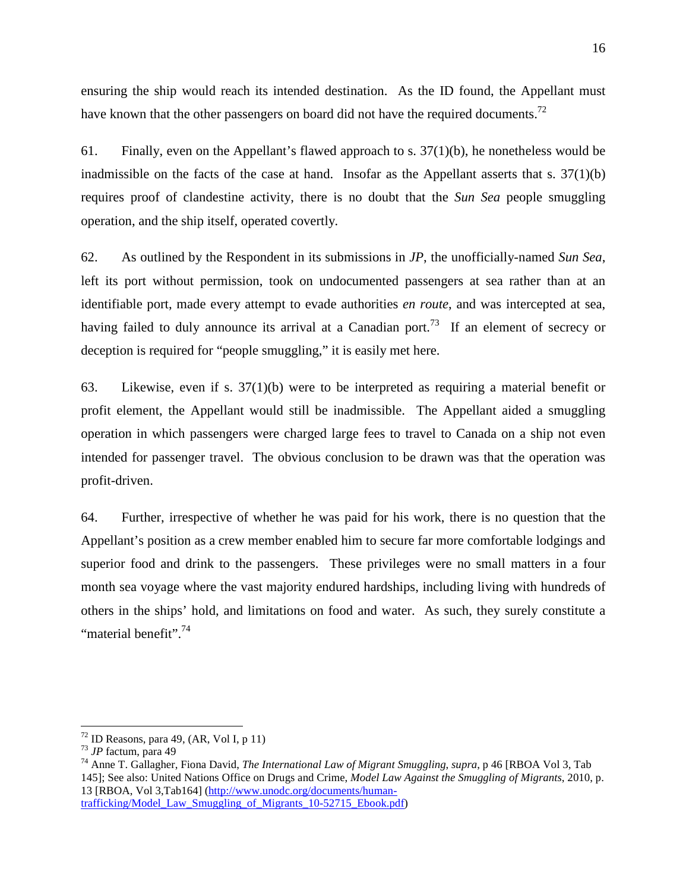ensuring the ship would reach its intended destination. As the ID found, the Appellant must have known that the other passengers on board did not have the required documents.[72]

61. Finally, even on the Appellant's flawed approach to s. 37(1)(b), he nonetheless would be inadmissible on the facts of the case at hand. Insofar as the Appellant asserts that s. 37(1)(b) requires proof of clandestine activity, there is no doubt that the *Sun Sea* people smuggling operation, and the ship itself, operated covertly.

62. As outlined by the Respondent in its submissions in *JP*, the unofficially-named *Sun Sea*, left its port without permission, took on undocumented passengers at sea rather than at an identifiable port, made every attempt to evade authorities *en route*, and was intercepted at sea, having failed to duly announce its arrival at a Canadian port.[73] If an element of secrecy or deception is required for "people smuggling," it is easily met here.

63. Likewise, even if s. 37(1)(b) were to be interpreted as requiring a material benefit or profit element, the Appellant would still be inadmissible. The Appellant aided a smuggling operation in which passengers were charged large fees to travel to Canada on a ship not even intended for passenger travel. The obvious conclusion to be drawn was that the operation was profit-driven.

64. Further, irrespective of whether he was paid for his work, there is no question that the Appellant's position as a crew member enabled him to secure far more comfortable lodgings and superior food and drink to the passengers. These privileges were no small matters in a four month sea voyage where the vast majority endured hardships, including living with hundreds of others in the ships' hold, and limitations on food and water. As such, they surely constitute a "material benefit".[74]

---

[72] ID Reasons, para 49, (AR, Vol I, p 11)

[73] *JP* factum, para 49

[74] Anne T. Gallagher, Fiona David, *The International Law of Migrant Smuggling*, *supra*, p 46 [RBOA Vol 3, Tab 145]; See also: United Nations Office on Drugs and Crime, *Model Law Against the Smuggling of Migrants*, 2010, p. 13 [RBOA, Vol 3,Tab164] (http://www.unodc.org/documents/human-trafficking/Model_Law_Smuggling_of_Migrants_10-52715_Ebook.pdf)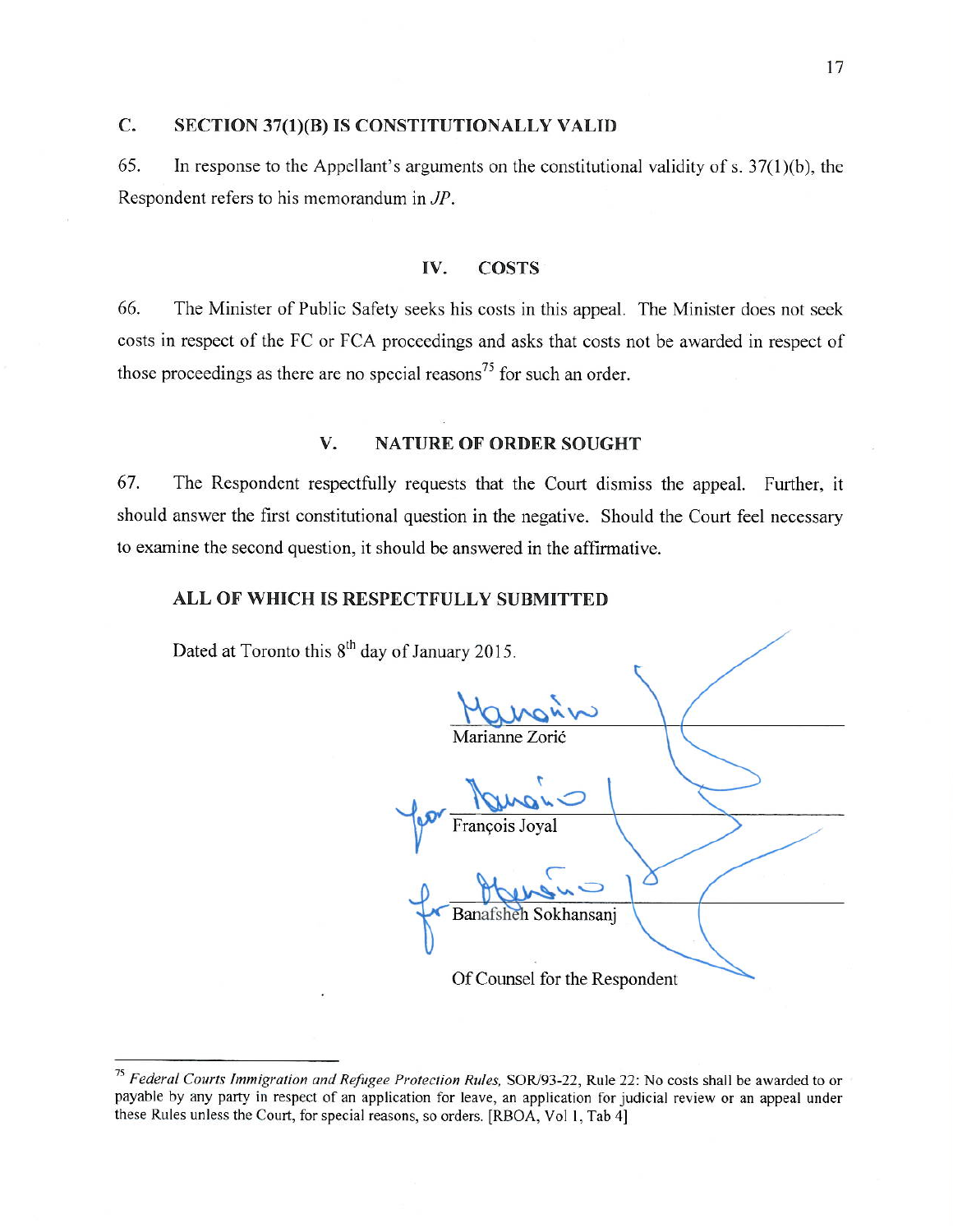## C. SECTION 37(1)(B) IS CONSTITUTIONALLY VALID

65. In response to the Appellant's arguments on the constitutional validity of s. 37(1)(b), the Respondent refers to his memorandum in *JP*.

## IV. COSTS

66. The Minister of Public Safety seeks his costs in this appeal. The Minister does not seek costs in respect of the FC or FCA proceedings and asks that costs not be awarded in respect of those proceedings as there are no special reasons[75] for such an order.

## V. NATURE OF ORDER SOUGHT

67. The Respondent respectfully requests that the Court dismiss the appeal. Further, it should answer the first constitutional question in the negative. Should the Court feel necessary to examine the second question, it should be answered in the affirmative.

**ALL OF WHICH IS RESPECTFULLY SUBMITTED**

Dated at Toronto this 8th day of January 2015.

Marianne Zorić

for François Joyal

for Banafsheh Sokhansanj

Of Counsel for the Respondent

---

[75] *Federal Courts Immigration and Refugee Protection Rules*, SOR/93-22, Rule 22: No costs shall be awarded to or payable by any party in respect of an application for leave, an application for judicial review or an appeal under these Rules unless the Court, for special reasons, so orders. [RBOA, Vol 1, Tab 4]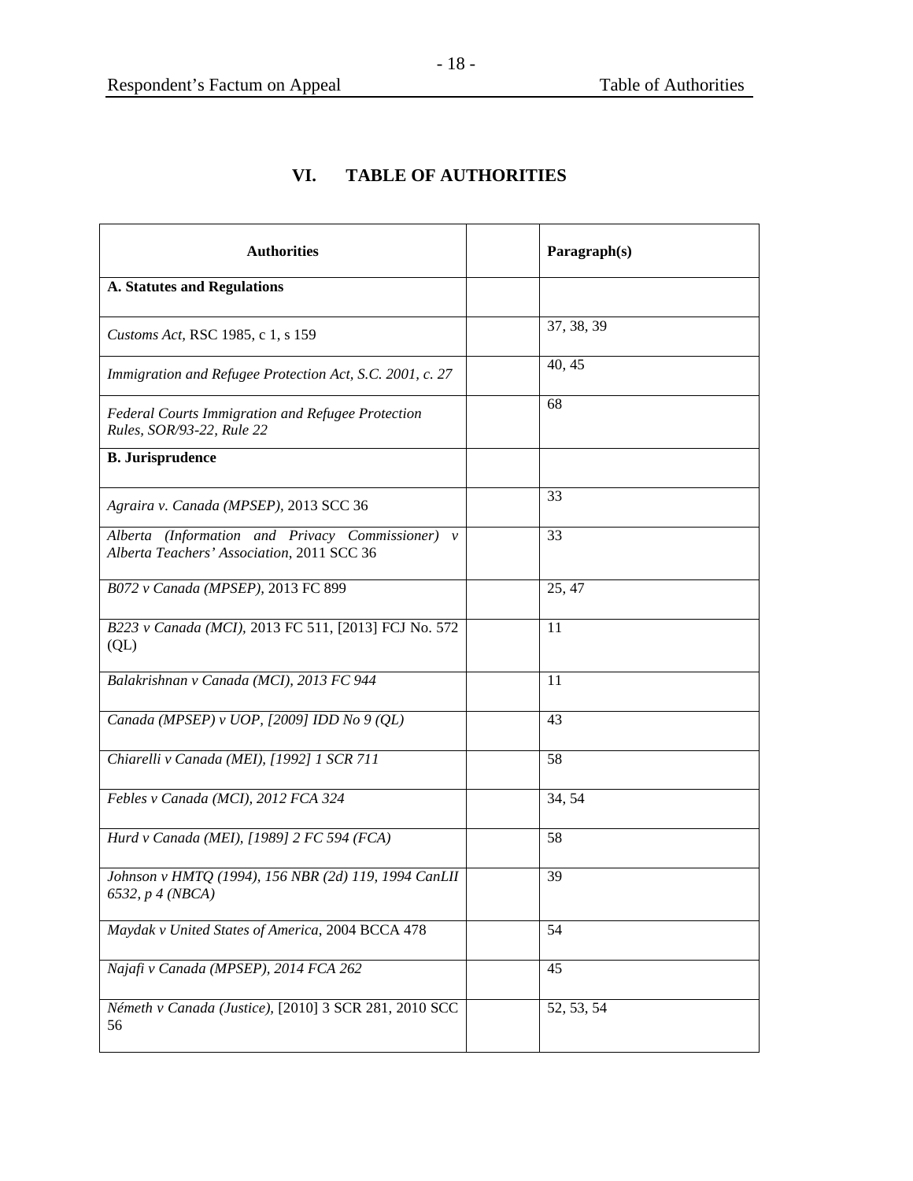# VI. TABLE OF AUTHORITIES

| Authorities | | Paragraph(s) |
|---|---|---|
| **A. Statutes and Regulations** | | |
| *Customs Act*, RSC 1985, c 1, s 159 | | 37, 38, 39 |
| *Immigration and Refugee Protection Act, S.C. 2001, c. 27* | | 40, 45 |
| *Federal Courts Immigration and Refugee Protection Rules, SOR/93-22, Rule 22* | | 68 |
| **B. Jurisprudence** | | |
| *Agraira v. Canada (MPSEP)*, 2013 SCC 36 | | 33 |
| *Alberta (Information and Privacy Commissioner) v Alberta Teachers' Association*, 2011 SCC 36 | | 33 |
| *B072 v Canada (MPSEP)*, 2013 FC 899 | | 25, 47 |
| *B223 v Canada (MCI)*, 2013 FC 511, [2013] FCJ No. 572 (QL) | | 11 |
| *Balakrishnan v Canada (MCI), 2013 FC 944* | | 11 |
| *Canada (MPSEP) v UOP, [2009] IDD No 9 (QL)* | | 43 |
| *Chiarelli v Canada (MEI), [1992] 1 SCR 711* | | 58 |
| *Febles v Canada (MCI), 2012 FCA 324* | | 34, 54 |
| *Hurd v Canada (MEI), [1989] 2 FC 594 (FCA)* | | 58 |
| *Johnson v HMTQ (1994), 156 NBR (2d) 119, 1994 CanLII 6532, p 4 (NBCA)* | | 39 |
| *Maydak v United States of America*, 2004 BCCA 478 | | 54 |
| *Najafi v Canada (MPSEP), 2014 FCA 262* | | 45 |
| *Németh v Canada (Justice)*, [2010] 3 SCR 281, 2010 SCC 56 | | 52, 53, 54 |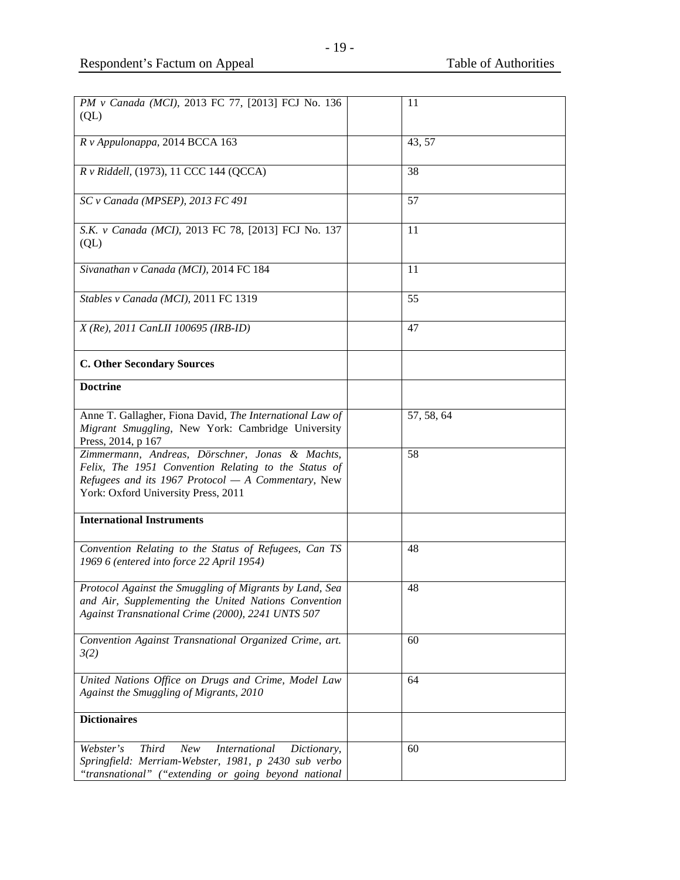| | | |
|---|---|---|
| *PM v Canada (MCI),* 2013 FC 77, [2013] FCJ No. 136 (QL) | | 11 |
| *R v Appulonappa,* 2014 BCCA 163 | | 43, 57 |
| *R v Riddell,* (1973), 11 CCC 144 (QCCA) | | 38 |
| *SC v Canada (MPSEP), 2013 FC 491* | | 57 |
| *S.K. v Canada (MCI),* 2013 FC 78, [2013] FCJ No. 137 (QL) | | 11 |
| *Sivanathan v Canada (MCI),* 2014 FC 184 | | 11 |
| *Stables v Canada (MCI),* 2011 FC 1319 | | 55 |
| *X (Re), 2011 CanLII 100695 (IRB-ID)* | | 47 |
| **C. Other Secondary Sources** | | |
| **Doctrine** | | |
| Anne T. Gallagher, Fiona David, *The International Law of Migrant Smuggling,* New York: Cambridge University Press, 2014, p 167 | | 57, 58, 64 |
| *Zimmermann, Andreas, Dörschner, Jonas & Machts, Felix, The 1951 Convention Relating to the Status of Refugees and its 1967 Protocol — A Commentary,* New York: Oxford University Press, 2011 | | 58 |
| **International Instruments** | | |
| *Convention Relating to the Status of Refugees, Can TS 1969 6 (entered into force 22 April 1954)* | | 48 |
| *Protocol Against the Smuggling of Migrants by Land, Sea and Air, Supplementing the United Nations Convention Against Transnational Crime (2000), 2241 UNTS 507* | | 48 |
| *Convention Against Transnational Organized Crime, art. 3(2)* | | 60 |
| *United Nations Office on Drugs and Crime, Model Law Against the Smuggling of Migrants, 2010* | | 64 |
| **Dictionaires** | | |
| *Webster's Third New International Dictionary, Springfield: Merriam-Webster, 1981, p 2430 sub verbo "transnational" ("extending or going beyond national* | | 60 |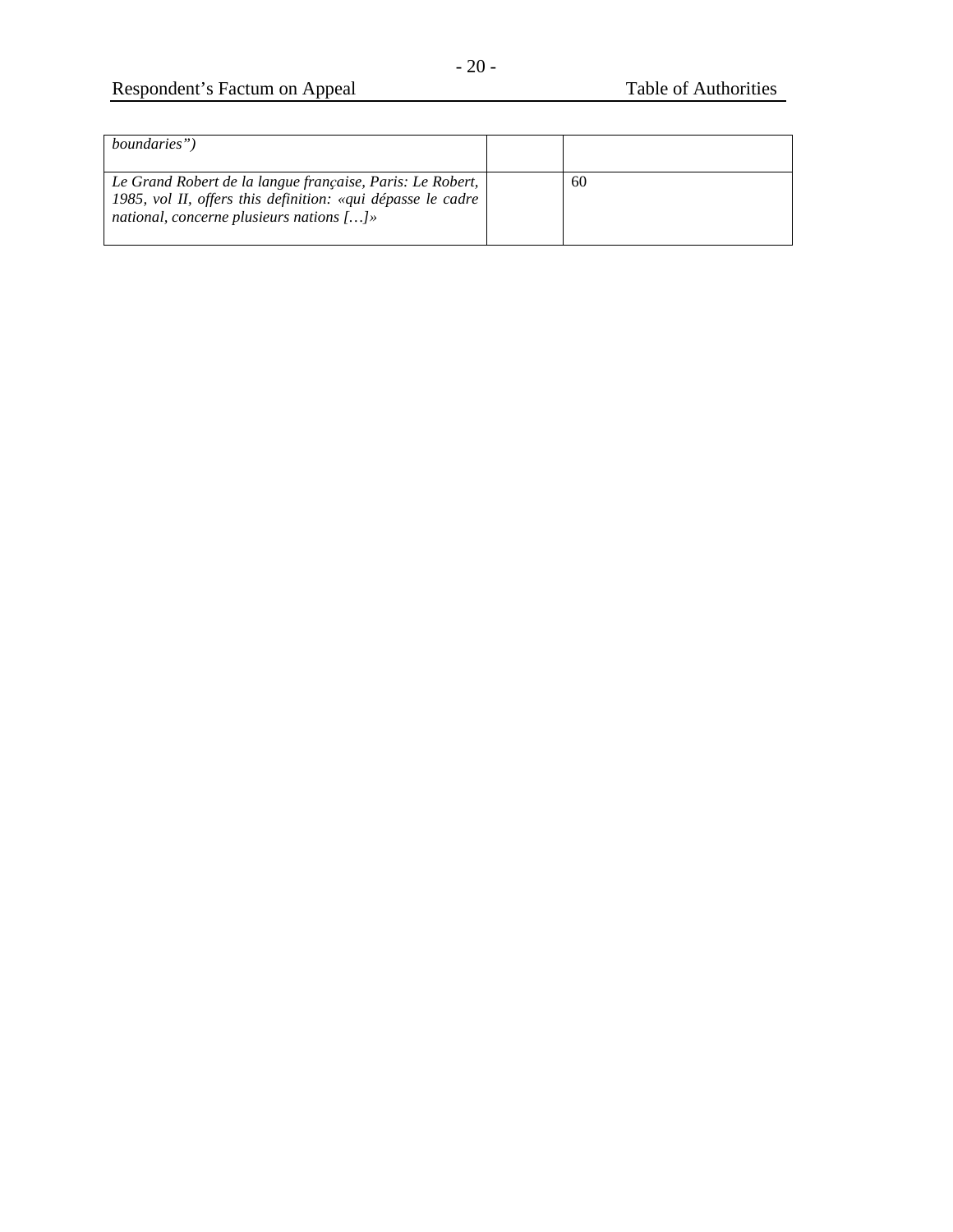| | | |
|---|---|---|
| *boundaries")* | | |
| *Le Grand Robert de la langue française, Paris: Le Robert, 1985, vol II, offers this definition: «qui dépasse le cadre national, concerne plusieurs nations […]»* | | 60 |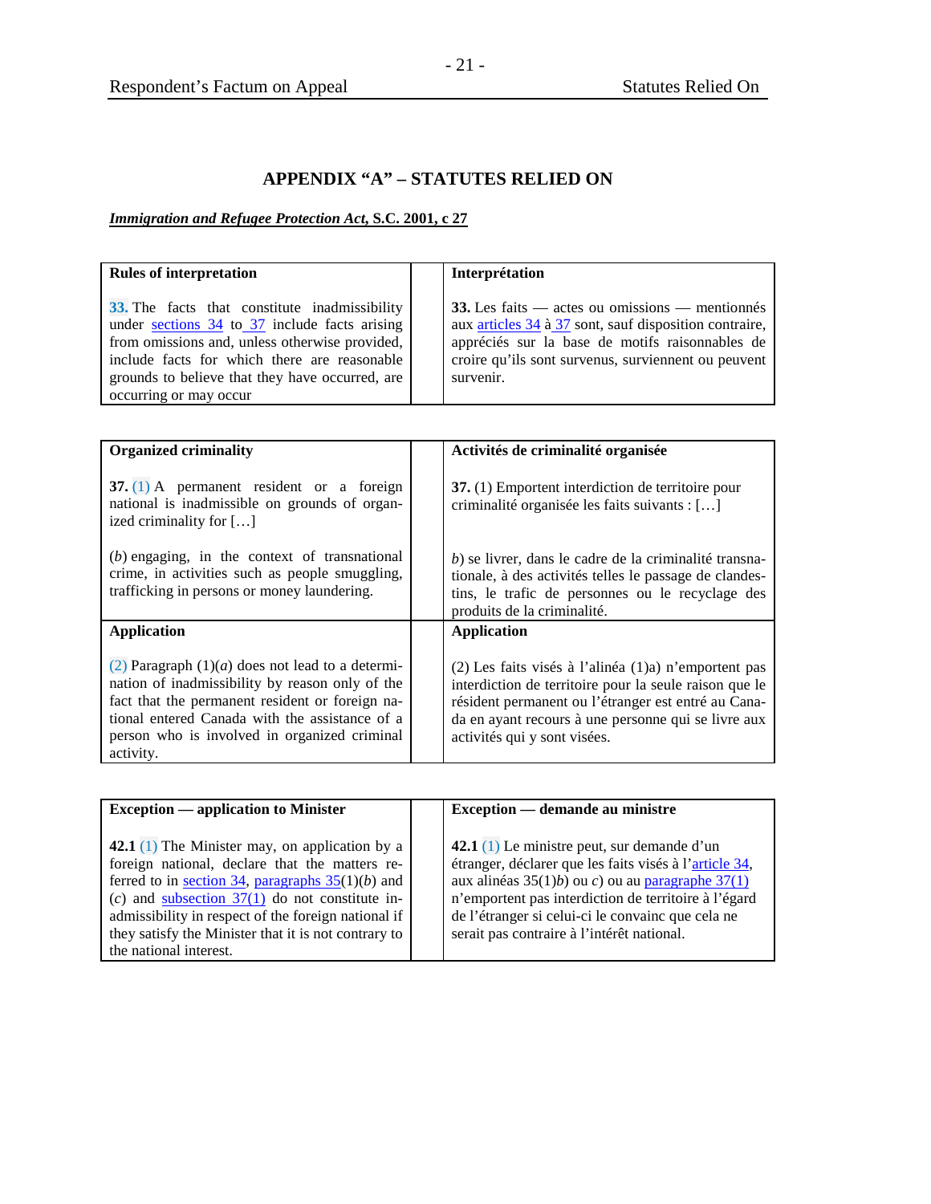# APPENDIX "A" – STATUTES RELIED ON

***Immigration and Refugee Protection Act*, S.C. 2001, c 27**

| **Rules of interpretation** | **Interprétation** |
|---|---|
| **33.** The facts that constitute inadmissibility under sections 34 to 37 include facts arising from omissions and, unless otherwise provided, include facts for which there are reasonable grounds to believe that they have occurred, are occurring or may occur | **33.** Les faits — actes ou omissions — mentionnés aux articles 34 à 37 sont, sauf disposition contraire, appréciés sur la base de motifs raisonnables de croire qu'ils sont survenus, surviennent ou peuvent survenir. |

| **Organized criminality** | **Activités de criminalité organisée** |
|---|---|
| **37.** (1) A permanent resident or a foreign national is inadmissible on grounds of organized criminality for […] | **37.** (1) Emportent interdiction de territoire pour criminalité organisée les faits suivants : […] |
| (*b*) engaging, in the context of transnational crime, in activities such as people smuggling, trafficking in persons or money laundering. | *b*) se livrer, dans le cadre de la criminalité transnationale, à des activités telles le passage de clandestins, le trafic de personnes ou le recyclage des produits de la criminalité. |
| **Application** | **Application** |
| (2) Paragraph (1)(*a*) does not lead to a determination of inadmissibility by reason only of the fact that the permanent resident or foreign national entered Canada with the assistance of a person who is involved in organized criminal activity. | (2) Les faits visés à l'alinéa (1)a) n'emportent pas interdiction de territoire pour la seule raison que le résident permanent ou l'étranger est entré au Canada en ayant recours à une personne qui se livre aux activités qui y sont visées. |

| **Exception — application to Minister** | **Exception — demande au ministre** |
|---|---|
| **42.1** (1) The Minister may, on application by a foreign national, declare that the matters referred to in section 34, paragraphs 35(1)(*b*) and (*c*) and subsection 37(1) do not constitute inadmissibility in respect of the foreign national if they satisfy the Minister that it is not contrary to the national interest. | **42.1** (1) Le ministre peut, sur demande d'un étranger, déclarer que les faits visés à l'article 34, aux alinéas 35(1)*b*) ou *c*) ou au paragraphe 37(1) n'emportent pas interdiction de territoire à l'égard de l'étranger si celui-ci le convainc que cela ne serait pas contraire à l'intérêt national. |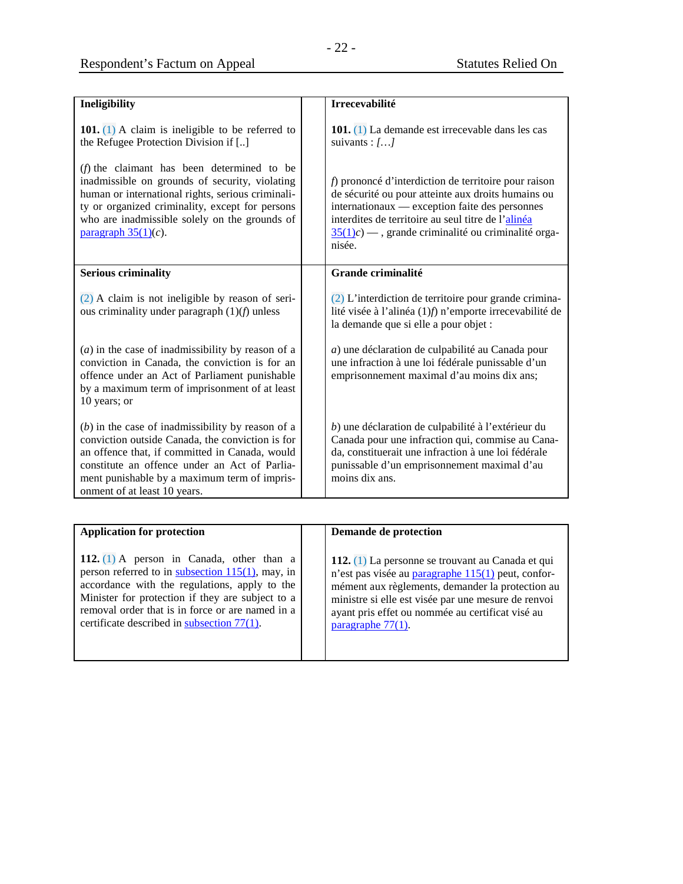| Ineligibility | Irrecevabilité |
|---|---|
| **101.** (1) A claim is ineligible to be referred to the Refugee Protection Division if [..] | **101.** (1) La demande est irrecevable dans les cas suivants : *[…]* |
| (*f*) the claimant has been determined to be inadmissible on grounds of security, violating human or international rights, serious criminality or organized criminality, except for persons who are inadmissible solely on the grounds of paragraph 35(1)(*c*). | *f*) prononcé d'interdiction de territoire pour raison de sécurité ou pour atteinte aux droits humains ou internationaux — exception faite des personnes interdites de territoire au seul titre de l'alinéa 35(1)*c*) — , grande criminalité ou criminalité organisée. |
| **Serious criminality** | **Grande criminalité** |
| (2) A claim is not ineligible by reason of serious criminality under paragraph (1)(*f*) unless | (2) L'interdiction de territoire pour grande criminalité visée à l'alinéa (1)*f*) n'emporte irrecevabilité de la demande que si elle a pour objet : |
| (*a*) in the case of inadmissibility by reason of a conviction in Canada, the conviction is for an offence under an Act of Parliament punishable by a maximum term of imprisonment of at least 10 years; or | *a*) une déclaration de culpabilité au Canada pour une infraction à une loi fédérale punissable d'un emprisonnement maximal d'au moins dix ans; |
| (*b*) in the case of inadmissibility by reason of a conviction outside Canada, the conviction is for an offence that, if committed in Canada, would constitute an offence under an Act of Parliament punishable by a maximum term of imprisonment of at least 10 years. | *b*) une déclaration de culpabilité à l'extérieur du Canada pour une infraction qui, commise au Canada, constituerait une infraction à une loi fédérale punissable d'un emprisonnement maximal d'au moins dix ans. |

| Application for protection | Demande de protection |
|---|---|
| **112.** (1) A person in Canada, other than a person referred to in subsection 115(1), may, in accordance with the regulations, apply to the Minister for protection if they are subject to a removal order that is in force or are named in a certificate described in subsection 77(1). | **112.** (1) La personne se trouvant au Canada et qui n'est pas visée au paragraphe 115(1) peut, conformément aux règlements, demander la protection au ministre si elle est visée par une mesure de renvoi ayant pris effet ou nommée au certificat visé au paragraphe 77(1). |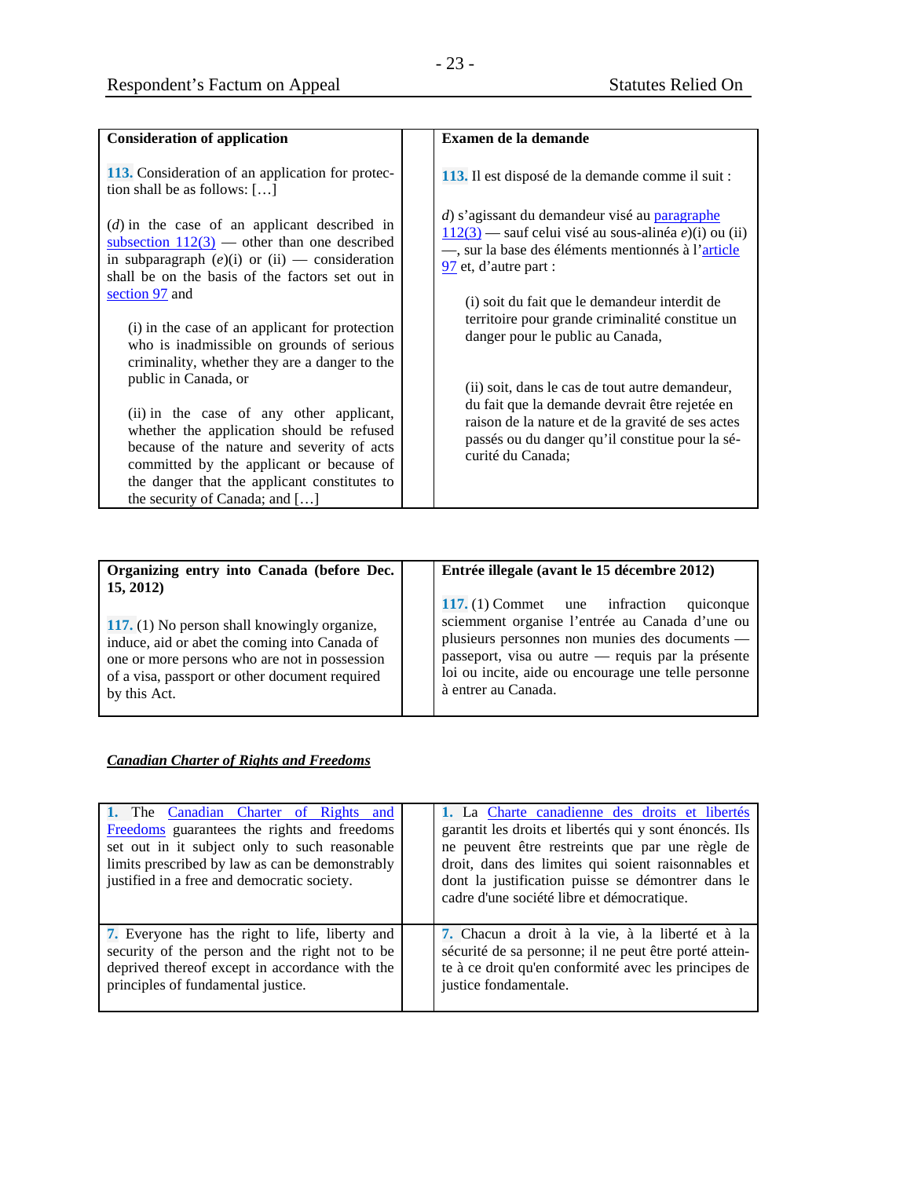| **Consideration of application** | | **Examen de la demande** |
|---|---|---|
| **113.** Consideration of an application for protection shall be as follows: […] | | **113.** Il est disposé de la demande comme il suit : |
| (*d*) in the case of an applicant described in subsection 112(3) — other than one described in subparagraph (*e*)(i) or (ii) — consideration shall be on the basis of the factors set out in section 97 and | | *d*) s'agissant du demandeur visé au paragraphe 112(3) — sauf celui visé au sous-alinéa *e*)(i) ou (ii) —, sur la base des éléments mentionnés à l'article 97 et, d'autre part : |
| (i) in the case of an applicant for protection who is inadmissible on grounds of serious criminality, whether they are a danger to the public in Canada, or | | (i) soit du fait que le demandeur interdit de territoire pour grande criminalité constitue un danger pour le public au Canada, |
| (ii) in the case of any other applicant, whether the application should be refused because of the nature and severity of acts committed by the applicant or because of the danger that the applicant constitutes to the security of Canada; and […] | | (ii) soit, dans le cas de tout autre demandeur, du fait que la demande devrait être rejetée en raison de la nature et de la gravité de ses actes passés ou du danger qu'il constitue pour la sécurité du Canada; |

| **Organizing entry into Canada (before Dec. 15, 2012)** | | **Entrée illegale (avant le 15 décembre 2012)** |
|---|---|---|
| **117.** (1) No person shall knowingly organize, induce, aid or abet the coming into Canada of one or more persons who are not in possession of a visa, passport or other document required by this Act. | | **117.** (1) Commet une infraction quiconque sciemment organise l'entrée au Canada d'une ou plusieurs personnes non munies des documents — passeport, visa ou autre — requis par la présente loi ou incite, aide ou encourage une telle personne à entrer au Canada. |

***Canadian Charter of Rights and Freedoms***

| | | |
|---|---|---|
| **1.** The Canadian Charter of Rights and Freedoms guarantees the rights and freedoms set out in it subject only to such reasonable limits prescribed by law as can be demonstrably justified in a free and democratic society. | | **1.** La Charte canadienne des droits et libertés garantit les droits et libertés qui y sont énoncés. Ils ne peuvent être restreints que par une règle de droit, dans des limites qui soient raisonnables et dont la justification puisse se démontrer dans le cadre d'une société libre et démocratique. |
| **7.** Everyone has the right to life, liberty and security of the person and the right not to be deprived thereof except in accordance with the principles of fundamental justice. | | **7.** Chacun a droit à la vie, à la liberté et à la sécurité de sa personne; il ne peut être porté atteinte à ce droit qu'en conformité avec les principes de justice fondamentale. |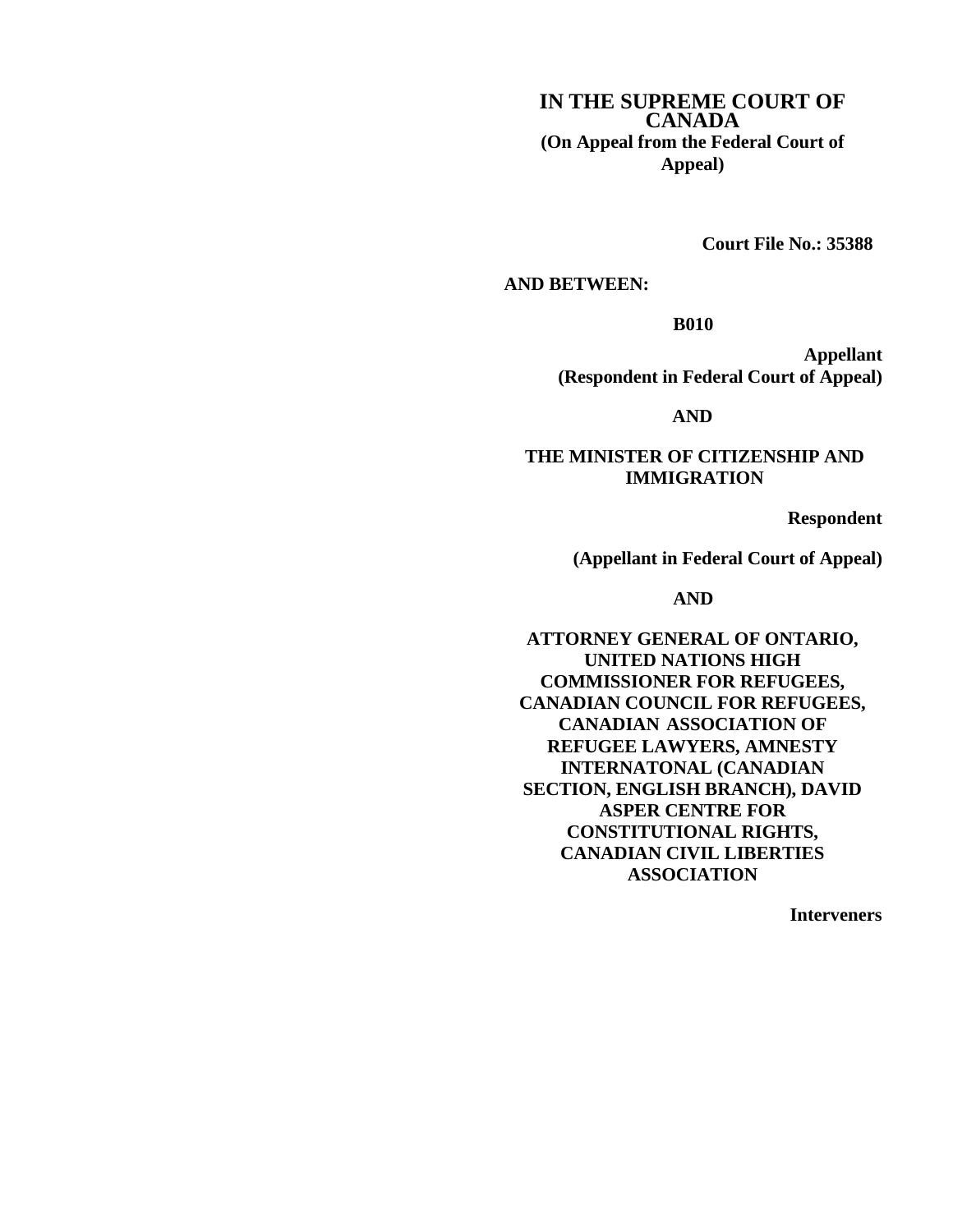**IN THE SUPREME COURT OF CANADA**
**(On Appeal from the Federal Court of Appeal)**

**Court File No.: 35388**

**AND BETWEEN:**

**B010**

**Appellant**
**(Respondent in Federal Court of Appeal)**

**AND**

**THE MINISTER OF CITIZENSHIP AND IMMIGRATION**

**Respondent**

**(Appellant in Federal Court of Appeal)**

**AND**

**ATTORNEY GENERAL OF ONTARIO, UNITED NATIONS HIGH COMMISSIONER FOR REFUGEES, CANADIAN COUNCIL FOR REFUGEES, CANADIAN ASSOCIATION OF REFUGEE LAWYERS, AMNESTY INTERNATONAL (CANADIAN SECTION, ENGLISH BRANCH), DAVID ASPER CENTRE FOR CONSTITUTIONAL RIGHTS, CANADIAN CIVIL LIBERTIES ASSOCIATION**

**Interveners**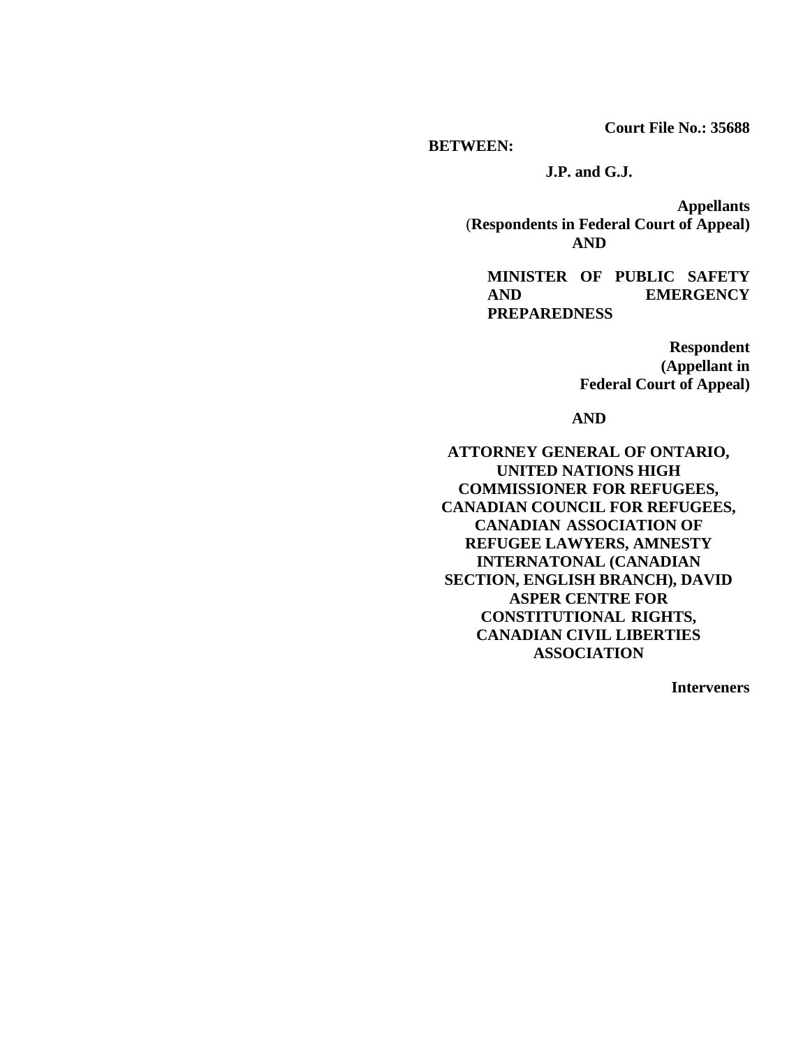**Court File No.: 35688**

**BETWEEN:**

**J.P. and G.J.**

**Appellants**
**(Respondents in Federal Court of Appeal)**

**AND**

**MINISTER OF PUBLIC SAFETY AND EMERGENCY PREPAREDNESS**

**Respondent**
**(Appellant in Federal Court of Appeal)**

**AND**

**ATTORNEY GENERAL OF ONTARIO, UNITED NATIONS HIGH COMMISSIONER FOR REFUGEES, CANADIAN COUNCIL FOR REFUGEES, CANADIAN ASSOCIATION OF REFUGEE LAWYERS, AMNESTY INTERNATONAL (CANADIAN SECTION, ENGLISH BRANCH), DAVID ASPER CENTRE FOR CONSTITUTIONAL RIGHTS, CANADIAN CIVIL LIBERTIES ASSOCIATION**

**Interveners**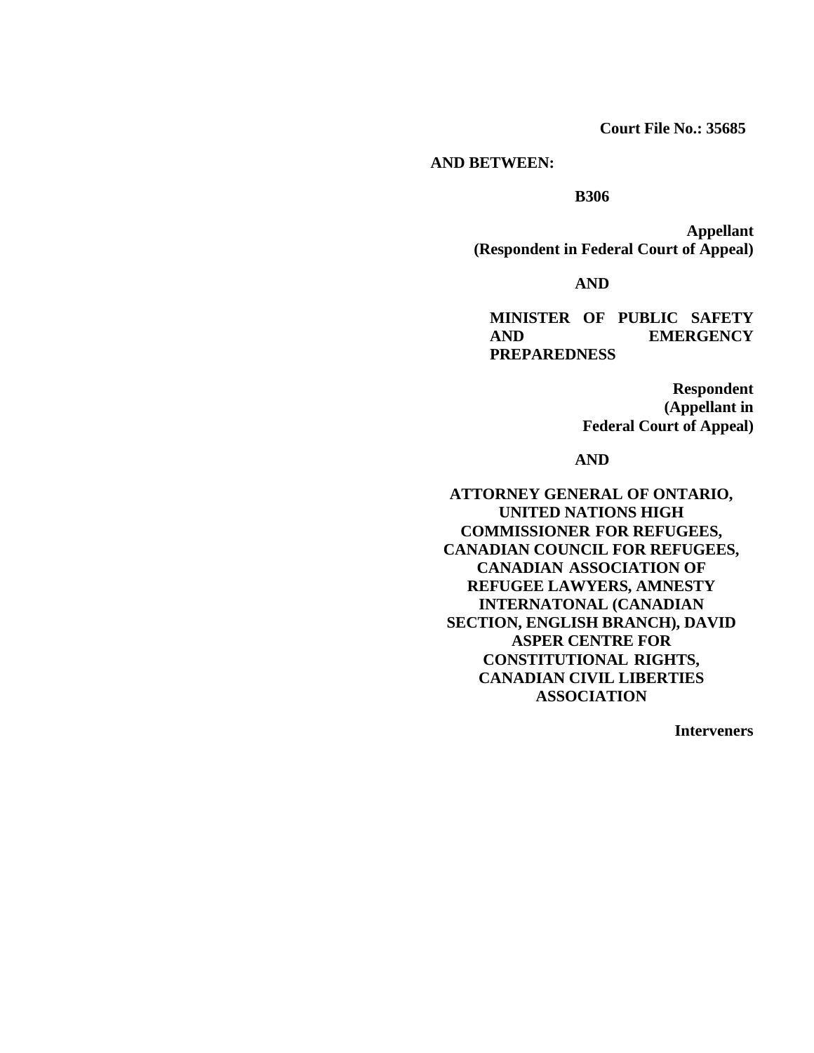**Court File No.: 35685**

**AND BETWEEN:**

**B306**

**Appellant**
**(Respondent in Federal Court of Appeal)**

**AND**

**MINISTER OF PUBLIC SAFETY AND EMERGENCY PREPAREDNESS**

**Respondent**
**(Appellant in Federal Court of Appeal)**

**AND**

**ATTORNEY GENERAL OF ONTARIO, UNITED NATIONS HIGH COMMISSIONER FOR REFUGEES, CANADIAN COUNCIL FOR REFUGEES, CANADIAN ASSOCIATION OF REFUGEE LAWYERS, AMNESTY INTERNATONAL (CANADIAN SECTION, ENGLISH BRANCH), DAVID ASPER CENTRE FOR CONSTITUTIONAL RIGHTS, CANADIAN CIVIL LIBERTIES ASSOCIATION**

**Interveners**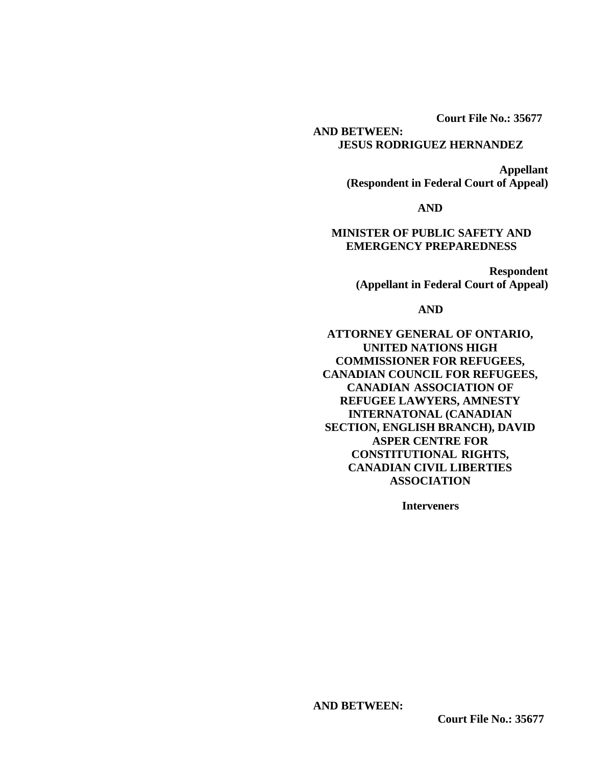**Court File No.: 35677**

**AND BETWEEN:**

**JESUS RODRIGUEZ HERNANDEZ**

**Appellant**
**(Respondent in Federal Court of Appeal)**

**AND**

**MINISTER OF PUBLIC SAFETY AND EMERGENCY PREPAREDNESS**

**Respondent**
**(Appellant in Federal Court of Appeal)**

**AND**

**ATTORNEY GENERAL OF ONTARIO, UNITED NATIONS HIGH COMMISSIONER FOR REFUGEES, CANADIAN COUNCIL FOR REFUGEES, CANADIAN ASSOCIATION OF REFUGEE LAWYERS, AMNESTY INTERNATONAL (CANADIAN SECTION, ENGLISH BRANCH), DAVID ASPER CENTRE FOR CONSTITUTIONAL RIGHTS, CANADIAN CIVIL LIBERTIES ASSOCIATION**

**Interveners**

**AND BETWEEN:**

**Court File No.: 35677**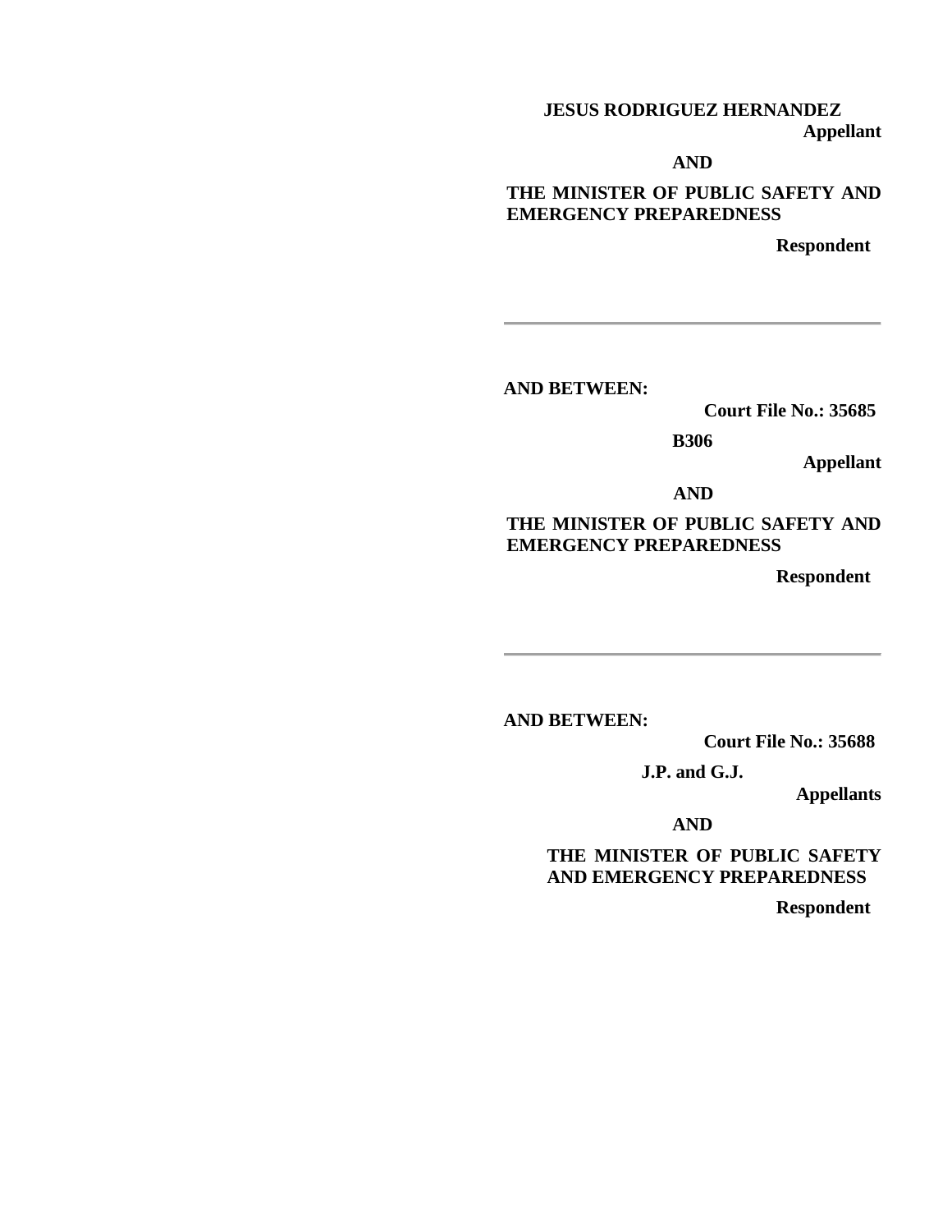**JESUS RODRIGUEZ HERNANDEZ**

**Appellant**

**AND**

**THE MINISTER OF PUBLIC SAFETY AND EMERGENCY PREPAREDNESS**

**Respondent**

---

**AND BETWEEN:**

**Court File No.: 35685**

**B306**

**Appellant**

**AND**

**THE MINISTER OF PUBLIC SAFETY AND EMERGENCY PREPAREDNESS**

**Respondent**

---

**AND BETWEEN:**

**Court File No.: 35688**

**J.P. and G.J.**

**Appellants**

**AND**

**THE MINISTER OF PUBLIC SAFETY AND EMERGENCY PREPAREDNESS**

**Respondent**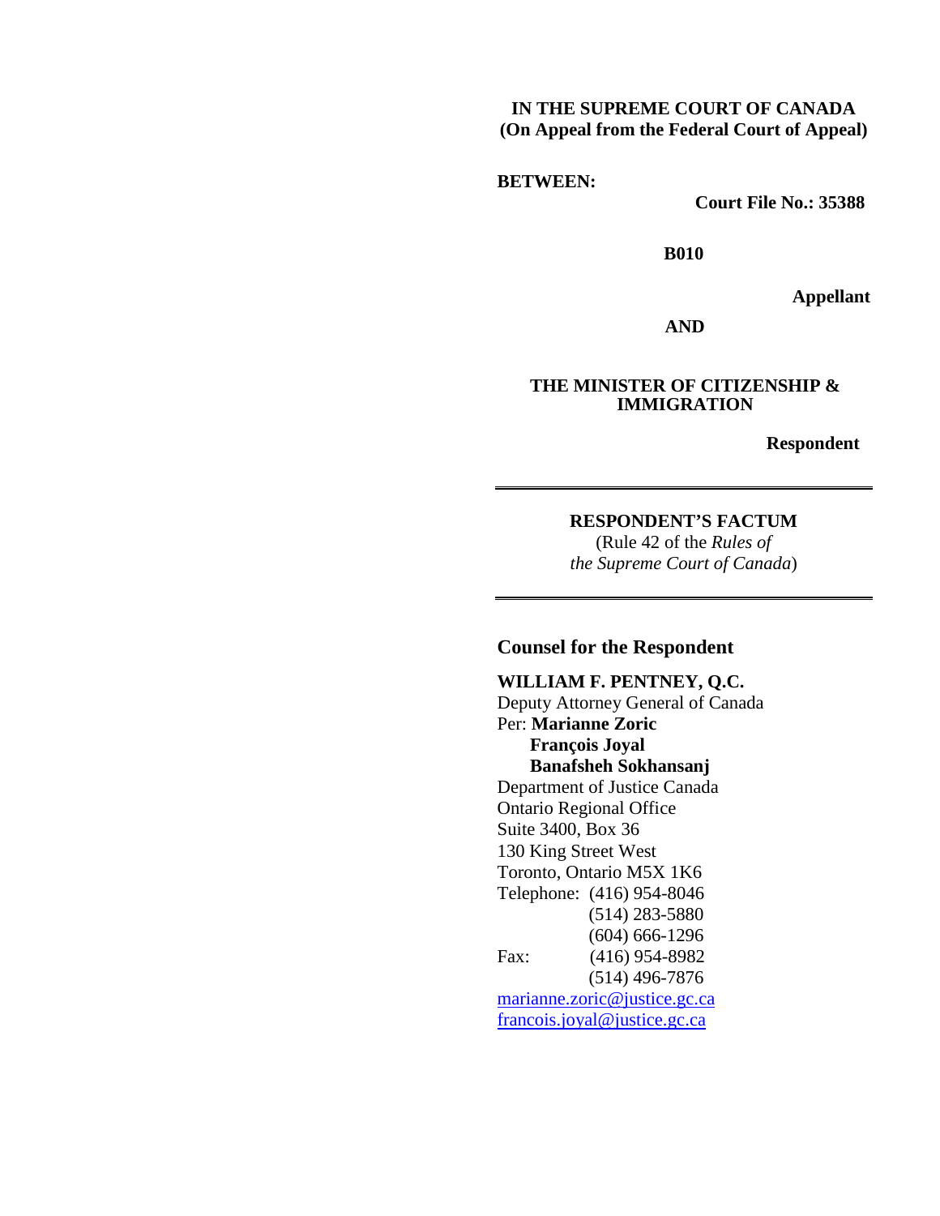**IN THE SUPREME COURT OF CANADA**
**(On Appeal from the Federal Court of Appeal)**

**BETWEEN:**

**Court File No.: 35388**

**B010**

**Appellant**

**AND**

**THE MINISTER OF CITIZENSHIP & IMMIGRATION**

**Respondent**

---

**RESPONDENT'S FACTUM**
(Rule 42 of the *Rules of the Supreme Court of Canada*)

---

**Counsel for the Respondent**

**WILLIAM F. PENTNEY, Q.C.**
Deputy Attorney General of Canada
Per: **Marianne Zoric**
**François Joyal**
**Banafsheh Sokhansanj**
Department of Justice Canada
Ontario Regional Office
Suite 3400, Box 36
130 King Street West
Toronto, Ontario M5X 1K6
Telephone: (416) 954-8046
(514) 283-5880
(604) 666-1296
Fax: (416) 954-8982
(514) 496-7876
marianne.zoric@justice.gc.ca
francois.joyal@justice.gc.ca